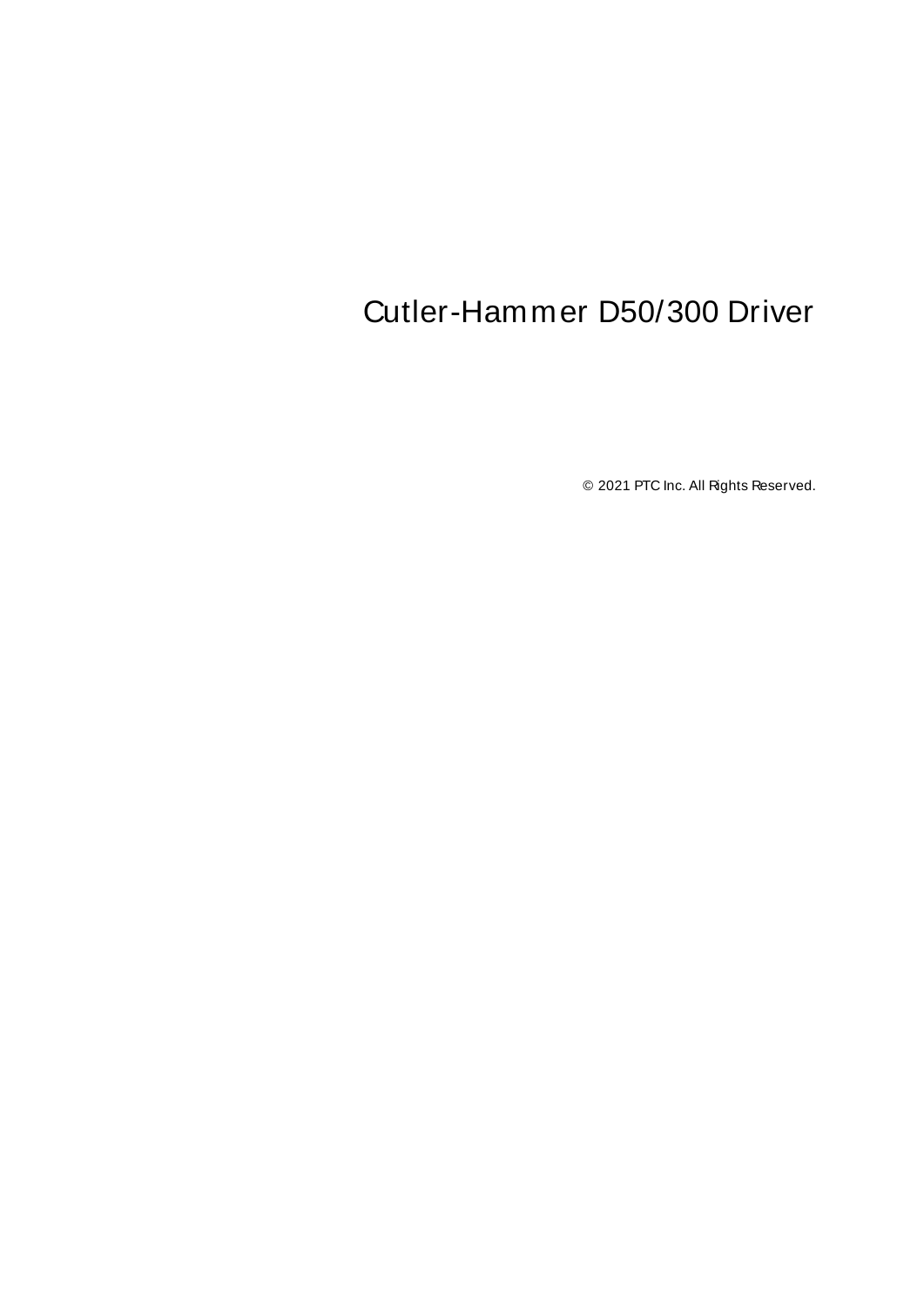# Cutler-Hammer D50/300 Driver

© 2021 PTC Inc. All Rights Reserved.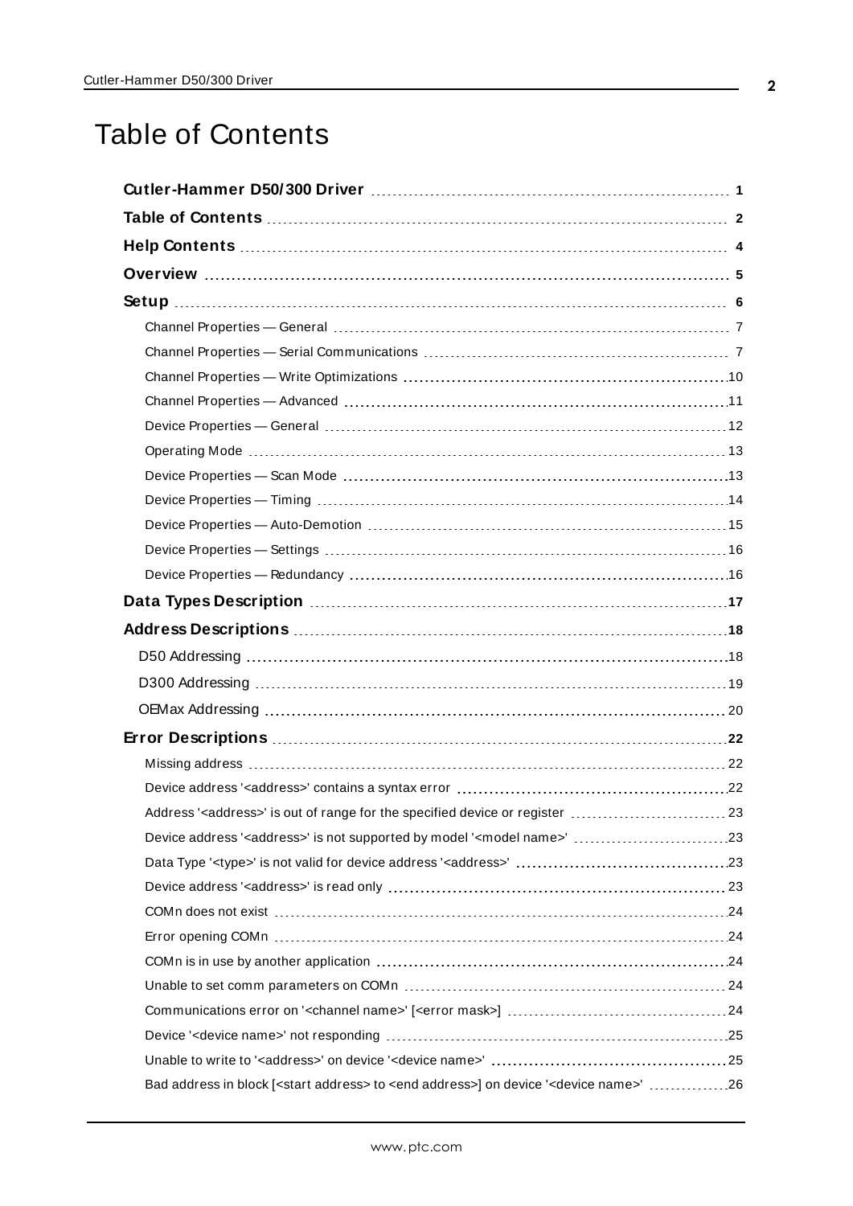# Table of Contents

**Cutler-Hammer D50/300 Driver** ..... 1

**Table of Contents** ..... 2

**Help Contents** ..... 4

**Overview** ..... 5

**Setup** ..... 6

Channel Properties — General ..... 7

Channel Properties — Serial Communications ..... 7

Channel Properties — Write Optimizations ..... 10

Channel Properties — Advanced ..... 11

Device Properties — General ..... 12

Operating Mode ..... 13

Device Properties — Scan Mode ..... 13

Device Properties — Timing ..... 14

Device Properties — Auto-Demotion ..... 15

Device Properties — Settings ..... 16

Device Properties — Redundancy ..... 16

**Data Types Description** ..... 17

**Address Descriptions** ..... 18

D50 Addressing ..... 18

D300 Addressing ..... 19

OEMax Addressing ..... 20

**Error Descriptions** ..... 22

Missing address ..... 22

Device address '<address>' contains a syntax error ..... 22

Address '<address>' is out of range for the specified device or register ..... 23

Device address '<address>' is not supported by model '<model name>' ..... 23

Data Type '<type>' is not valid for device address '<address>' ..... 23

Device address '<address>' is read only ..... 23

COMn does not exist ..... 24

Error opening COMn ..... 24

COMn is in use by another application ..... 24

Unable to set comm parameters on COMn ..... 24

Communications error on '<channel name>' [<error mask>] ..... 24

Device '<device name>' not responding ..... 25

Unable to write to '<address>' on device '<device name>' ..... 25

Bad address in block [<start address> to <end address>] on device '<device name>' ..... 26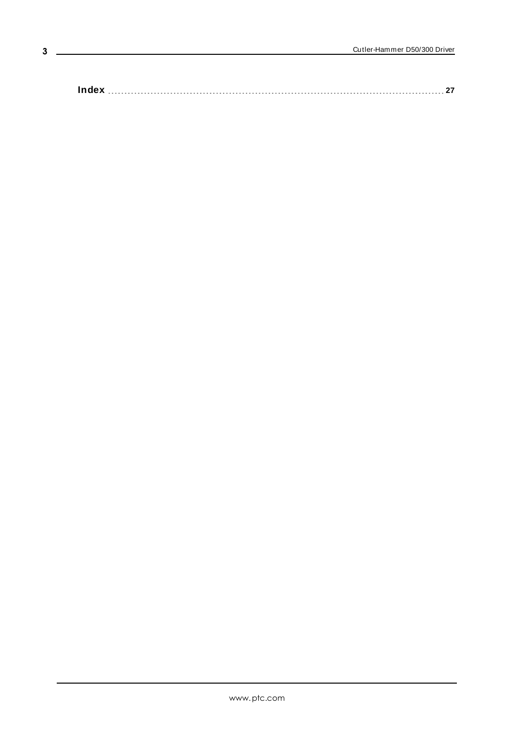**Index** .......................................................................................................... **27**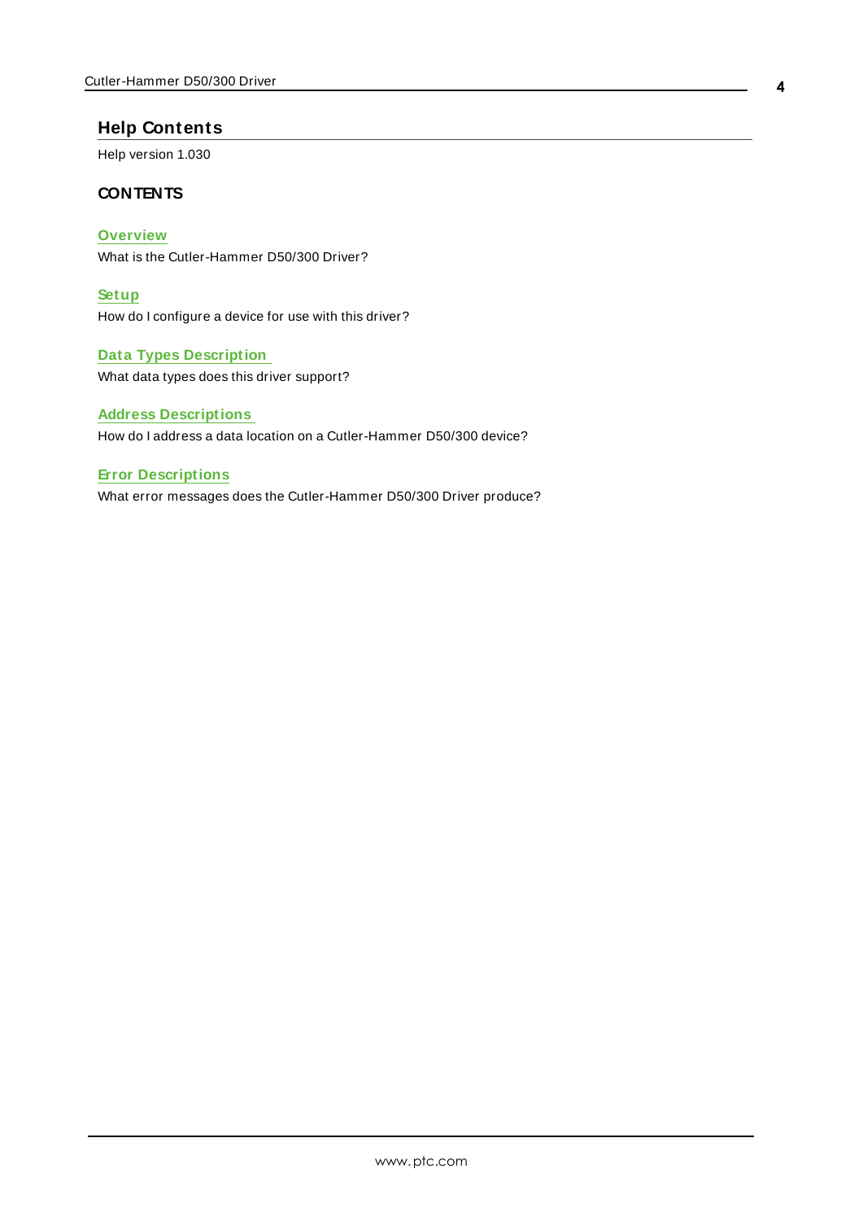## Help Contents

Help version 1.030

### CONTENTS

**Overview**
What is the Cutler-Hammer D50/300 Driver?

**Setup**
How do I configure a device for use with this driver?

**Data Types Description**
What data types does this driver support?

**Address Descriptions**
How do I address a data location on a Cutler-Hammer D50/300 device?

**Error Descriptions**
What error messages does the Cutler-Hammer D50/300 Driver produce?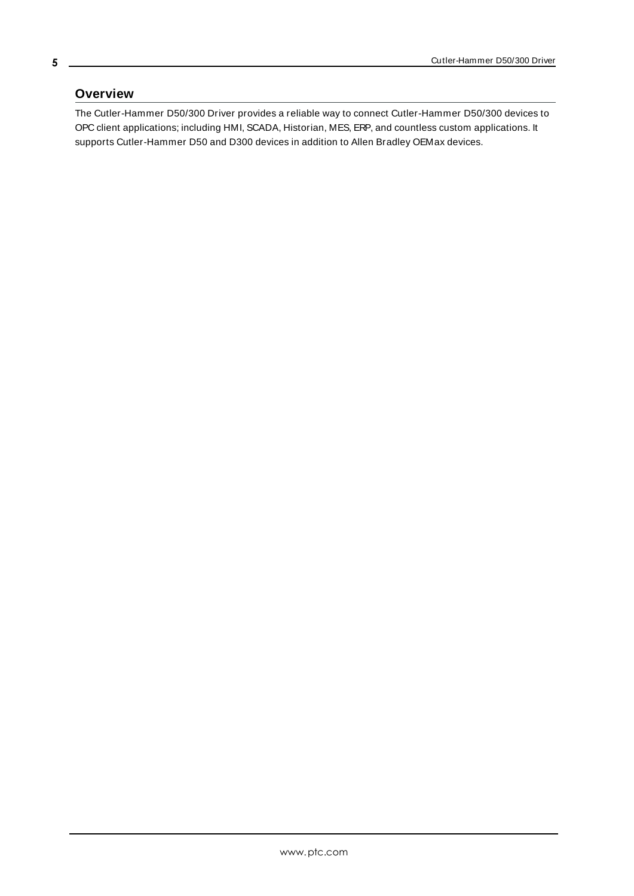# Overview

The Cutler-Hammer D50/300 Driver provides a reliable way to connect Cutler-Hammer D50/300 devices to OPC client applications; including HMI, SCADA, Historian, MES, ERP, and countless custom applications. It supports Cutler-Hammer D50 and D300 devices in addition to Allen Bradley OEMax devices.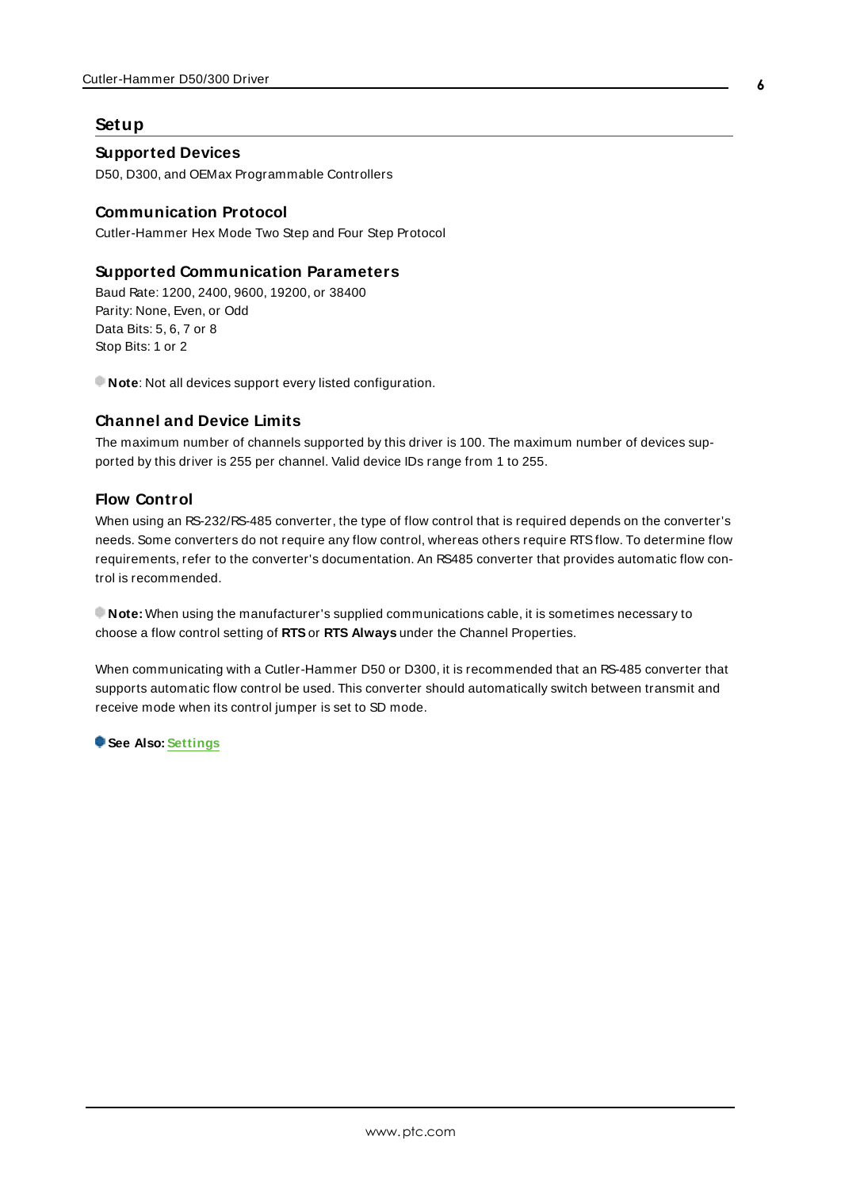# Setup

## Supported Devices

D50, D300, and OEMax Programmable Controllers

## Communication Protocol

Cutler-Hammer Hex Mode Two Step and Four Step Protocol

## Supported Communication Parameters

Baud Rate: 1200, 2400, 9600, 19200, or 38400
Parity: None, Even, or Odd
Data Bits: 5, 6, 7 or 8
Stop Bits: 1 or 2

**Note**: Not all devices support every listed configuration.

## Channel and Device Limits

The maximum number of channels supported by this driver is 100. The maximum number of devices supported by this driver is 255 per channel. Valid device IDs range from 1 to 255.

## Flow Control

When using an RS-232/RS-485 converter, the type of flow control that is required depends on the converter's needs. Some converters do not require any flow control, whereas others require RTS flow. To determine flow requirements, refer to the converter's documentation. An RS485 converter that provides automatic flow control is recommended.

**Note:** When using the manufacturer's supplied communications cable, it is sometimes necessary to choose a flow control setting of **RTS** or **RTS Always** under the Channel Properties.

When communicating with a Cutler-Hammer D50 or D300, it is recommended that an RS-485 converter that supports automatic flow control be used. This converter should automatically switch between transmit and receive mode when its control jumper is set to SD mode.

**See Also:** Settings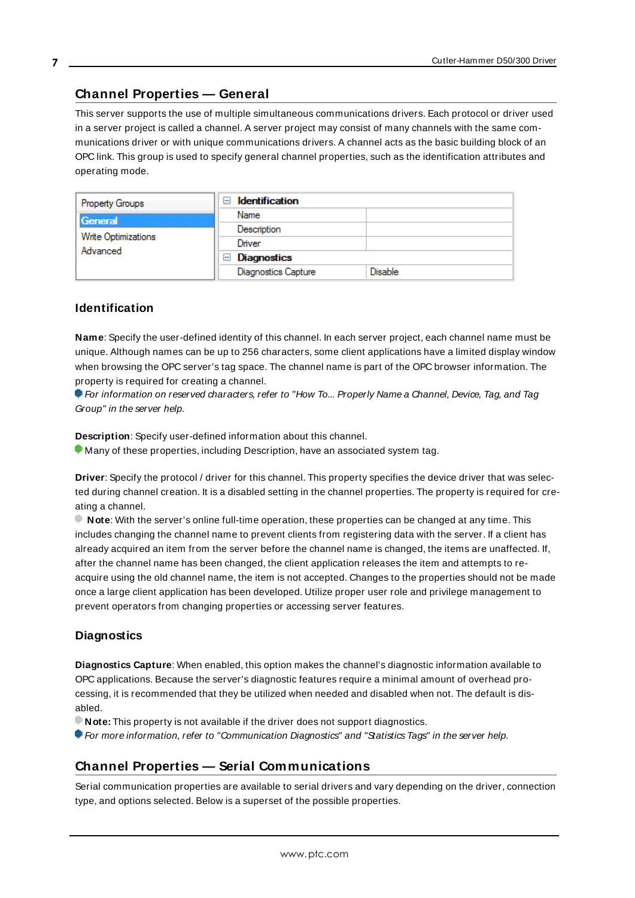## Channel Properties — General

This server supports the use of multiple simultaneous communications drivers. Each protocol or driver used in a server project is called a channel. A server project may consist of many channels with the same communications driver or with unique communications drivers. A channel acts as the basic building block of an OPC link. This group is used to specify general channel properties, such as the identification attributes and operating mode.

| Property Groups | | |
| --- | --- | --- |
| General | **Identification** | |
| Write Optimizations | Name | |
| Advanced | Description | |
| | Driver | |
| | **Diagnostics** | |
| | Diagnostics Capture | Disable |

### Identification

**Name**: Specify the user-defined identity of this channel. In each server project, each channel name must be unique. Although names can be up to 256 characters, some client applications have a limited display window when browsing the OPC server's tag space. The channel name is part of the OPC browser information. The property is required for creating a channel.

*For information on reserved characters, refer to "How To... Properly Name a Channel, Device, Tag, and Tag Group" in the server help.*

**Description**: Specify user-defined information about this channel.

Many of these properties, including Description, have an associated system tag.

**Driver**: Specify the protocol / driver for this channel. This property specifies the device driver that was selected during channel creation. It is a disabled setting in the channel properties. The property is required for creating a channel.

**Note**: With the server's online full-time operation, these properties can be changed at any time. This includes changing the channel name to prevent clients from registering data with the server. If a client has already acquired an item from the server before the channel name is changed, the items are unaffected. If, after the channel name has been changed, the client application releases the item and attempts to re-acquire using the old channel name, the item is not accepted. Changes to the properties should not be made once a large client application has been developed. Utilize proper user role and privilege management to prevent operators from changing properties or accessing server features.

### Diagnostics

**Diagnostics Capture**: When enabled, this option makes the channel's diagnostic information available to OPC applications. Because the server's diagnostic features require a minimal amount of overhead processing, it is recommended that they be utilized when needed and disabled when not. The default is disabled.

**Note:** This property is not available if the driver does not support diagnostics.

*For more information, refer to "Communication Diagnostics" and "Statistics Tags" in the server help.*

## Channel Properties — Serial Communications

Serial communication properties are available to serial drivers and vary depending on the driver, connection type, and options selected. Below is a superset of the possible properties.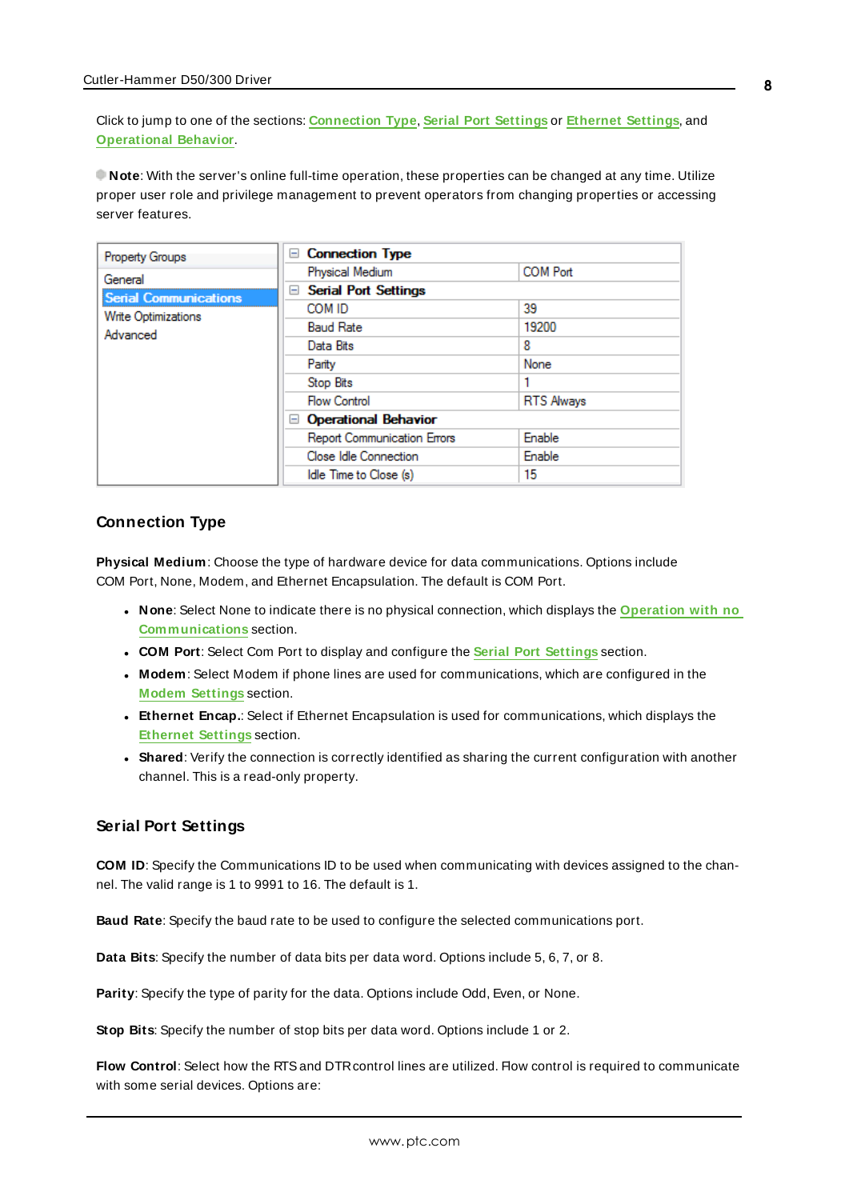Click to jump to one of the sections: Connection Type, Serial Port Settings or Ethernet Settings, and Operational Behavior.

**Note**: With the server's online full-time operation, these properties can be changed at any time. Utilize proper user role and privilege management to prevent operators from changing properties or accessing server features.

| Property Groups | | |
|---|---|---|
| General | **Connection Type** | |
| **Serial Communications** | Physical Medium | COM Port |
| Write Optimizations | **Serial Port Settings** | |
| Advanced | COM ID | 39 |
| | Baud Rate | 19200 |
| | Data Bits | 8 |
| | Parity | None |
| | Stop Bits | 1 |
| | Flow Control | RTS Always |
| | **Operational Behavior** | |
| | Report Communication Errors | Enable |
| | Close Idle Connection | Enable |
| | Idle Time to Close (s) | 15 |

## Connection Type

**Physical Medium**: Choose the type of hardware device for data communications. Options include COM Port, None, Modem, and Ethernet Encapsulation. The default is COM Port.

- **None**: Select None to indicate there is no physical connection, which displays the Operation with no Communications section.
- **COM Port**: Select Com Port to display and configure the Serial Port Settings section.
- **Modem**: Select Modem if phone lines are used for communications, which are configured in the Modem Settings section.
- **Ethernet Encap.**: Select if Ethernet Encapsulation is used for communications, which displays the Ethernet Settings section.
- **Shared**: Verify the connection is correctly identified as sharing the current configuration with another channel. This is a read-only property.

## Serial Port Settings

**COM ID**: Specify the Communications ID to be used when communicating with devices assigned to the channel. The valid range is 1 to 9991 to 16. The default is 1.

**Baud Rate**: Specify the baud rate to be used to configure the selected communications port.

**Data Bits**: Specify the number of data bits per data word. Options include 5, 6, 7, or 8.

**Parity**: Specify the type of parity for the data. Options include Odd, Even, or None.

**Stop Bits**: Specify the number of stop bits per data word. Options include 1 or 2.

**Flow Control**: Select how the RTS and DTR control lines are utilized. Flow control is required to communicate with some serial devices. Options are: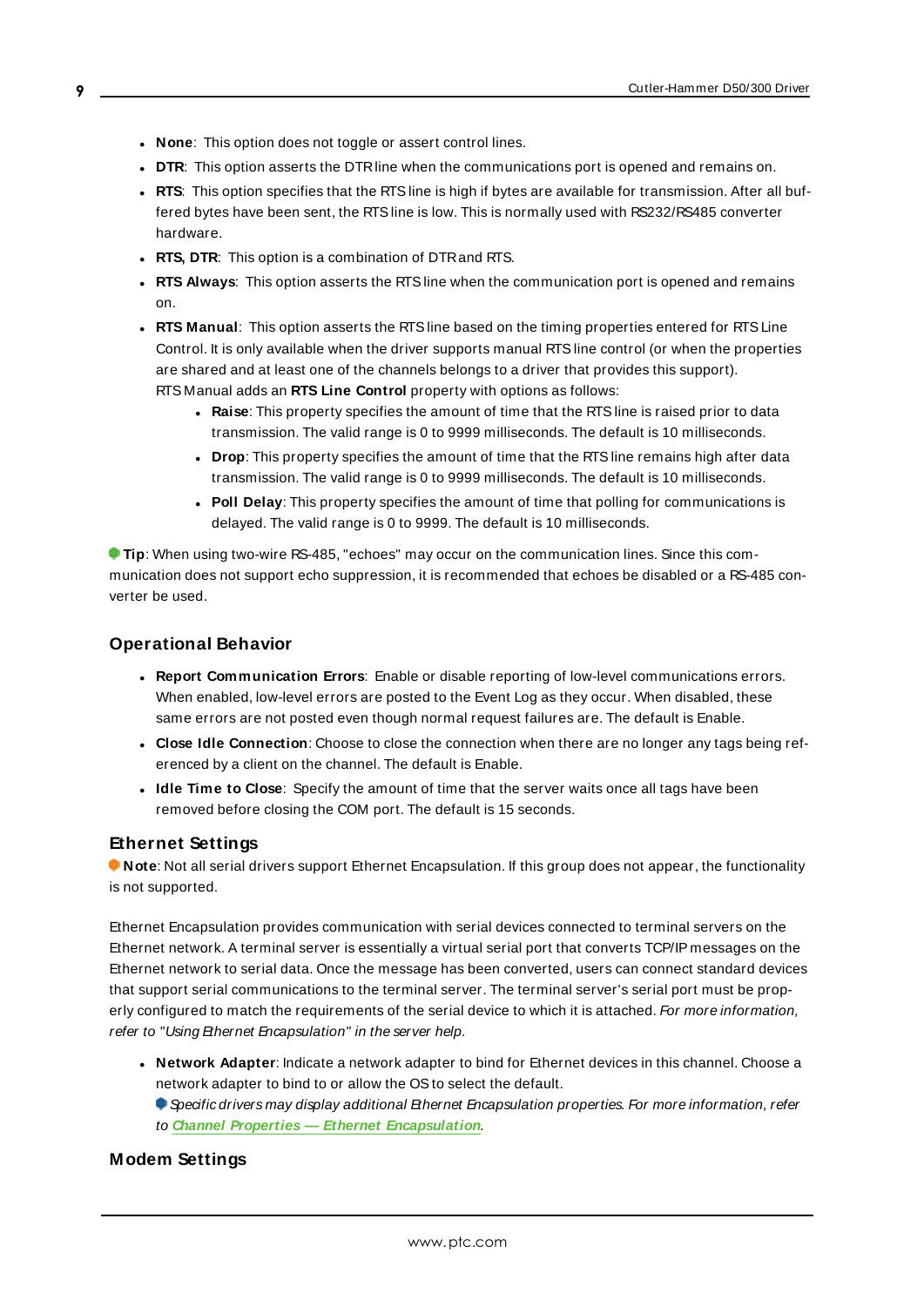- **None**: This option does not toggle or assert control lines.
- **DTR**: This option asserts the DTR line when the communications port is opened and remains on.
- **RTS**: This option specifies that the RTS line is high if bytes are available for transmission. After all buffered bytes have been sent, the RTS line is low. This is normally used with RS232/RS485 converter hardware.
- **RTS, DTR**: This option is a combination of DTR and RTS.
- **RTS Always**: This option asserts the RTS line when the communication port is opened and remains on.
- **RTS Manual**: This option asserts the RTS line based on the timing properties entered for RTS Line Control. It is only available when the driver supports manual RTS line control (or when the properties are shared and at least one of the channels belongs to a driver that provides this support). RTS Manual adds an **RTS Line Control** property with options as follows:
  - **Raise**: This property specifies the amount of time that the RTS line is raised prior to data transmission. The valid range is 0 to 9999 milliseconds. The default is 10 milliseconds.
  - **Drop**: This property specifies the amount of time that the RTS line remains high after data transmission. The valid range is 0 to 9999 milliseconds. The default is 10 milliseconds.
  - **Poll Delay**: This property specifies the amount of time that polling for communications is delayed. The valid range is 0 to 9999. The default is 10 milliseconds.

**Tip**: When using two-wire RS-485, "echoes" may occur on the communication lines. Since this communication does not support echo suppression, it is recommended that echoes be disabled or a RS-485 converter be used.

## Operational Behavior

- **Report Communication Errors**: Enable or disable reporting of low-level communications errors. When enabled, low-level errors are posted to the Event Log as they occur. When disabled, these same errors are not posted even though normal request failures are. The default is Enable.
- **Close Idle Connection**: Choose to close the connection when there are no longer any tags being referenced by a client on the channel. The default is Enable.
- **Idle Time to Close**: Specify the amount of time that the server waits once all tags have been removed before closing the COM port. The default is 15 seconds.

## Ethernet Settings

**Note**: Not all serial drivers support Ethernet Encapsulation. If this group does not appear, the functionality is not supported.

Ethernet Encapsulation provides communication with serial devices connected to terminal servers on the Ethernet network. A terminal server is essentially a virtual serial port that converts TCP/IP messages on the Ethernet network to serial data. Once the message has been converted, users can connect standard devices that support serial communications to the terminal server. The terminal server's serial port must be properly configured to match the requirements of the serial device to which it is attached. *For more information, refer to "Using Ethernet Encapsulation" in the server help.*

- **Network Adapter**: Indicate a network adapter to bind for Ethernet devices in this channel. Choose a network adapter to bind to or allow the OS to select the default.
  *Specific drivers may display additional Ethernet Encapsulation properties. For more information, refer to* ***Channel Properties — Ethernet Encapsulation****.*

## Modem Settings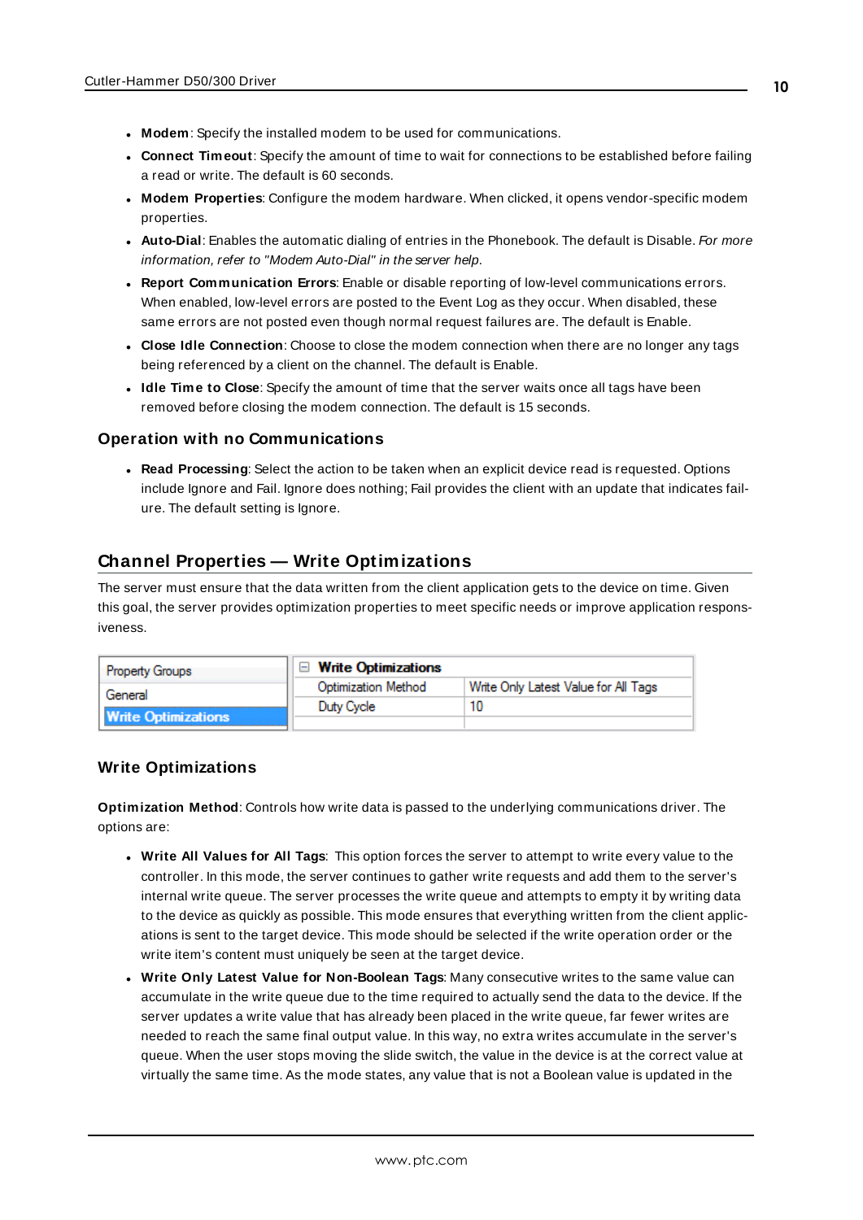- **Modem**: Specify the installed modem to be used for communications.
- **Connect Timeout**: Specify the amount of time to wait for connections to be established before failing a read or write. The default is 60 seconds.
- **Modem Properties**: Configure the modem hardware. When clicked, it opens vendor-specific modem properties.
- **Auto-Dial**: Enables the automatic dialing of entries in the Phonebook. The default is Disable. *For more information, refer to "Modem Auto-Dial" in the server help.*
- **Report Communication Errors**: Enable or disable reporting of low-level communications errors. When enabled, low-level errors are posted to the Event Log as they occur. When disabled, these same errors are not posted even though normal request failures are. The default is Enable.
- **Close Idle Connection**: Choose to close the modem connection when there are no longer any tags being referenced by a client on the channel. The default is Enable.
- **Idle Time to Close**: Specify the amount of time that the server waits once all tags have been removed before closing the modem connection. The default is 15 seconds.

### Operation with no Communications

- **Read Processing**: Select the action to be taken when an explicit device read is requested. Options include Ignore and Fail. Ignore does nothing; Fail provides the client with an update that indicates failure. The default setting is Ignore.

## Channel Properties — Write Optimizations

The server must ensure that the data written from the client application gets to the device on time. Given this goal, the server provides optimization properties to meet specific needs or improve application responsiveness.

| Property Groups | Write Optimizations | |
|---|---|---|
| General | Optimization Method | Write Only Latest Value for All Tags |
| **Write Optimizations** | Duty Cycle | 10 |

### Write Optimizations

**Optimization Method**: Controls how write data is passed to the underlying communications driver. The options are:

- **Write All Values for All Tags**: This option forces the server to attempt to write every value to the controller. In this mode, the server continues to gather write requests and add them to the server's internal write queue. The server processes the write queue and attempts to empty it by writing data to the device as quickly as possible. This mode ensures that everything written from the client applications is sent to the target device. This mode should be selected if the write operation order or the write item's content must uniquely be seen at the target device.
- **Write Only Latest Value for Non-Boolean Tags**: Many consecutive writes to the same value can accumulate in the write queue due to the time required to actually send the data to the device. If the server updates a write value that has already been placed in the write queue, far fewer writes are needed to reach the same final output value. In this way, no extra writes accumulate in the server's queue. When the user stops moving the slide switch, the value in the device is at the correct value at virtually the same time. As the mode states, any value that is not a Boolean value is updated in the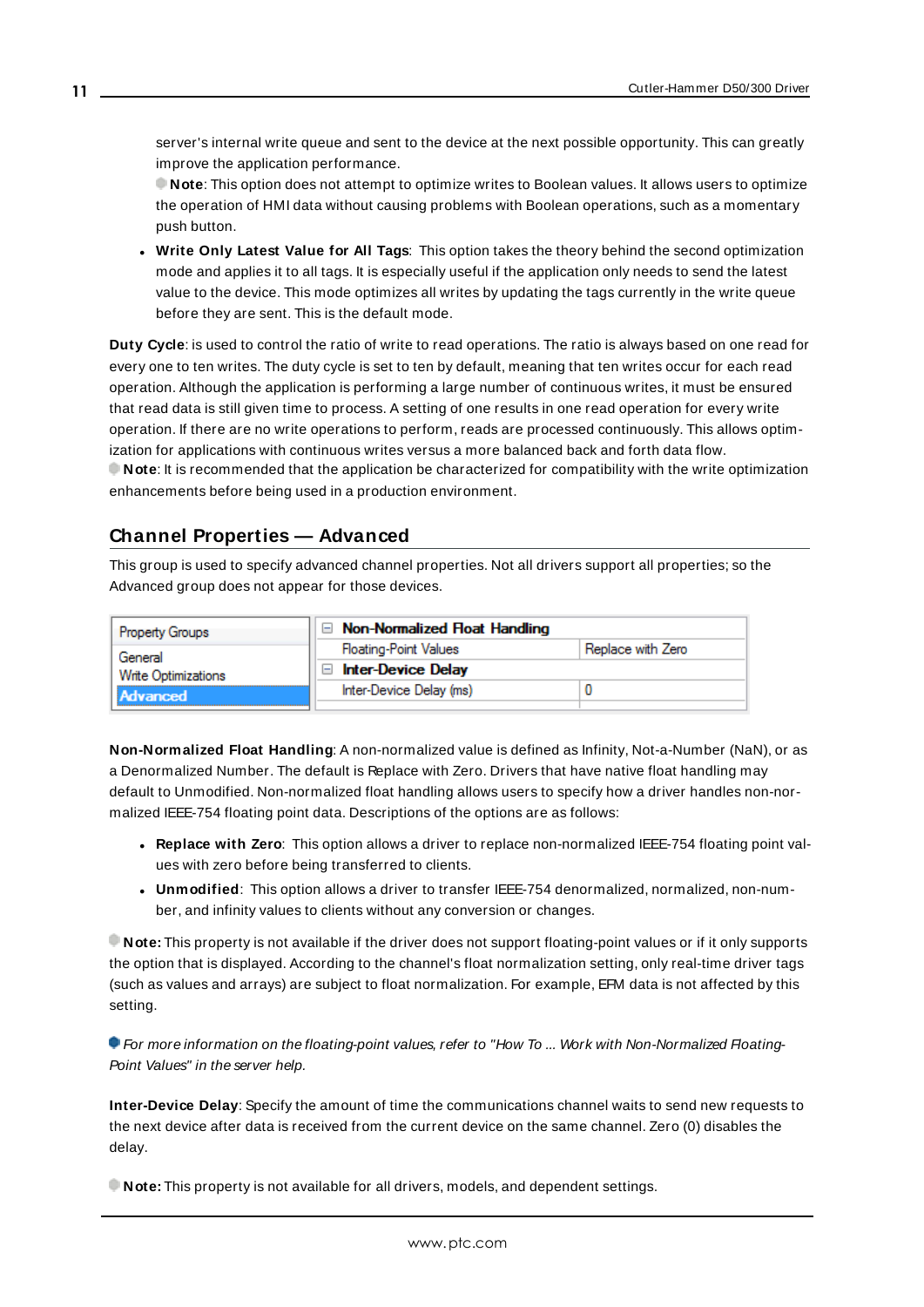server's internal write queue and sent to the device at the next possible opportunity. This can greatly improve the application performance.

**Note**: This option does not attempt to optimize writes to Boolean values. It allows users to optimize the operation of HMI data without causing problems with Boolean operations, such as a momentary push button.

- **Write Only Latest Value for All Tags**: This option takes the theory behind the second optimization mode and applies it to all tags. It is especially useful if the application only needs to send the latest value to the device. This mode optimizes all writes by updating the tags currently in the write queue before they are sent. This is the default mode.

**Duty Cycle**: is used to control the ratio of write to read operations. The ratio is always based on one read for every one to ten writes. The duty cycle is set to ten by default, meaning that ten writes occur for each read operation. Although the application is performing a large number of continuous writes, it must be ensured that read data is still given time to process. A setting of one results in one read operation for every write operation. If there are no write operations to perform, reads are processed continuously. This allows optimization for applications with continuous writes versus a more balanced back and forth data flow.

**Note**: It is recommended that the application be characterized for compatibility with the write optimization enhancements before being used in a production environment.

## Channel Properties — Advanced

This group is used to specify advanced channel properties. Not all drivers support all properties; so the Advanced group does not appear for those devices.

| Property Groups | | |
|---|---|---|
| General | **Non-Normalized Float Handling** | |
| Write Optimizations | Floating-Point Values | Replace with Zero |
| **Advanced** | **Inter-Device Delay** | |
| | Inter-Device Delay (ms) | 0 |

**Non-Normalized Float Handling**: A non-normalized value is defined as Infinity, Not-a-Number (NaN), or as a Denormalized Number. The default is Replace with Zero. Drivers that have native float handling may default to Unmodified. Non-normalized float handling allows users to specify how a driver handles non-normalized IEEE-754 floating point data. Descriptions of the options are as follows:

- **Replace with Zero**: This option allows a driver to replace non-normalized IEEE-754 floating point values with zero before being transferred to clients.
- **Unmodified**: This option allows a driver to transfer IEEE-754 denormalized, normalized, non-number, and infinity values to clients without any conversion or changes.

**Note:** This property is not available if the driver does not support floating-point values or if it only supports the option that is displayed. According to the channel's float normalization setting, only real-time driver tags (such as values and arrays) are subject to float normalization. For example, EFM data is not affected by this setting.

*For more information on the floating-point values, refer to "How To ... Work with Non-Normalized Floating-Point Values" in the server help.*

**Inter-Device Delay**: Specify the amount of time the communications channel waits to send new requests to the next device after data is received from the current device on the same channel. Zero (0) disables the delay.

**Note:** This property is not available for all drivers, models, and dependent settings.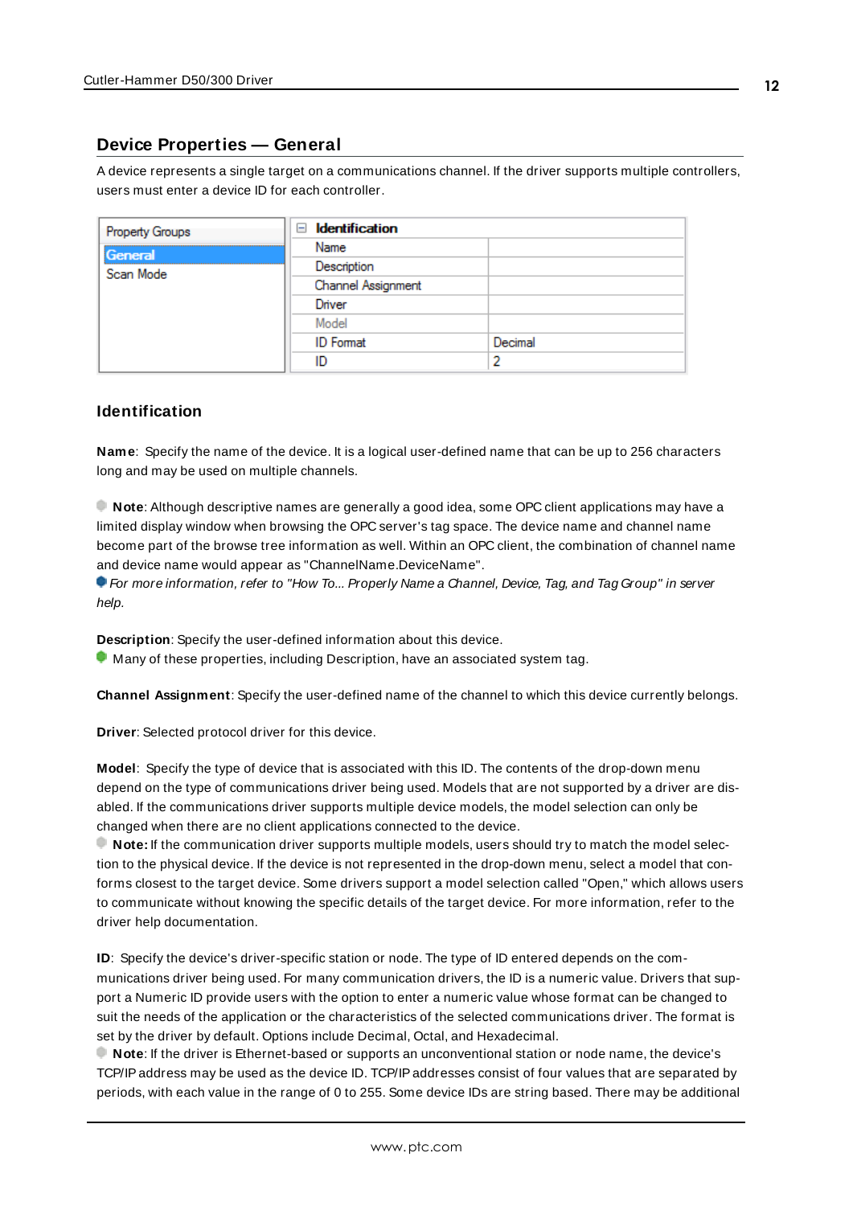## Device Properties — General

A device represents a single target on a communications channel. If the driver supports multiple controllers, users must enter a device ID for each controller.

| Property Groups | Identification | |
| --- | --- | --- |
| General | Name | |
| Scan Mode | Description | |
| | Channel Assignment | |
| | Driver | |
| | Model | |
| | ID Format | Decimal |
| | ID | 2 |

### Identification

**Name**: Specify the name of the device. It is a logical user-defined name that can be up to 256 characters long and may be used on multiple channels.

**Note**: Although descriptive names are generally a good idea, some OPC client applications may have a limited display window when browsing the OPC server's tag space. The device name and channel name become part of the browse tree information as well. Within an OPC client, the combination of channel name and device name would appear as "ChannelName.DeviceName".

*For more information, refer to "How To... Properly Name a Channel, Device, Tag, and Tag Group" in server help.*

**Description**: Specify the user-defined information about this device.

Many of these properties, including Description, have an associated system tag.

**Channel Assignment**: Specify the user-defined name of the channel to which this device currently belongs.

**Driver**: Selected protocol driver for this device.

**Model**: Specify the type of device that is associated with this ID. The contents of the drop-down menu depend on the type of communications driver being used. Models that are not supported by a driver are disabled. If the communications driver supports multiple device models, the model selection can only be changed when there are no client applications connected to the device.

**Note:** If the communication driver supports multiple models, users should try to match the model selection to the physical device. If the device is not represented in the drop-down menu, select a model that conforms closest to the target device. Some drivers support a model selection called "Open," which allows users to communicate without knowing the specific details of the target device. For more information, refer to the driver help documentation.

**ID**: Specify the device's driver-specific station or node. The type of ID entered depends on the communications driver being used. For many communication drivers, the ID is a numeric value. Drivers that support a Numeric ID provide users with the option to enter a numeric value whose format can be changed to suit the needs of the application or the characteristics of the selected communications driver. The format is set by the driver by default. Options include Decimal, Octal, and Hexadecimal.

**Note**: If the driver is Ethernet-based or supports an unconventional station or node name, the device's TCP/IP address may be used as the device ID. TCP/IP addresses consist of four values that are separated by periods, with each value in the range of 0 to 255. Some device IDs are string based. There may be additional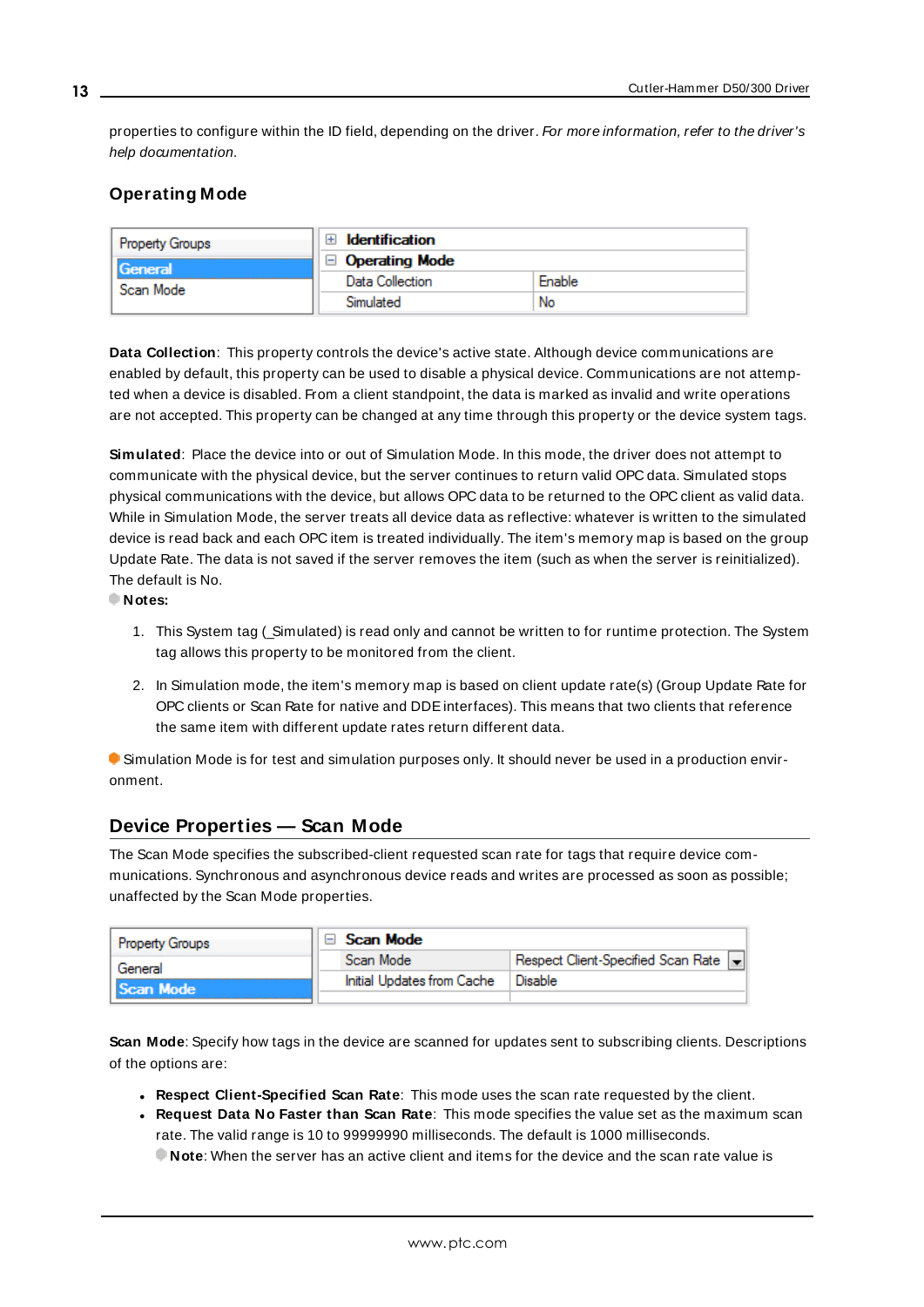properties to configure within the ID field, depending on the driver. *For more information, refer to the driver's help documentation.*

### Operating Mode

| Property Groups | | |
|---|---|---|
| General | Identification | |
| Scan Mode | Operating Mode | |
| | Data Collection | Enable |
| | Simulated | No |

**Data Collection**: This property controls the device's active state. Although device communications are enabled by default, this property can be used to disable a physical device. Communications are not attempted when a device is disabled. From a client standpoint, the data is marked as invalid and write operations are not accepted. This property can be changed at any time through this property or the device system tags.

**Simulated**: Place the device into or out of Simulation Mode. In this mode, the driver does not attempt to communicate with the physical device, but the server continues to return valid OPC data. Simulated stops physical communications with the device, but allows OPC data to be returned to the OPC client as valid data. While in Simulation Mode, the server treats all device data as reflective: whatever is written to the simulated device is read back and each OPC item is treated individually. The item's memory map is based on the group Update Rate. The data is not saved if the server removes the item (such as when the server is reinitialized). The default is No.

**Notes:**

1. This System tag (_Simulated) is read only and cannot be written to for runtime protection. The System tag allows this property to be monitored from the client.

2. In Simulation mode, the item's memory map is based on client update rate(s) (Group Update Rate for OPC clients or Scan Rate for native and DDE interfaces). This means that two clients that reference the same item with different update rates return different data.

Simulation Mode is for test and simulation purposes only. It should never be used in a production environment.

## Device Properties — Scan Mode

The Scan Mode specifies the subscribed-client requested scan rate for tags that require device communications. Synchronous and asynchronous device reads and writes are processed as soon as possible; unaffected by the Scan Mode properties.

| Property Groups | | |
|---|---|---|
| General | Scan Mode | |
| Scan Mode | Scan Mode | Respect Client-Specified Scan Rate |
| | Initial Updates from Cache | Disable |

**Scan Mode**: Specify how tags in the device are scanned for updates sent to subscribing clients. Descriptions of the options are:

- **Respect Client-Specified Scan Rate**: This mode uses the scan rate requested by the client.
- **Request Data No Faster than Scan Rate**: This mode specifies the value set as the maximum scan rate. The valid range is 10 to 99999990 milliseconds. The default is 1000 milliseconds.
  **Note**: When the server has an active client and items for the device and the scan rate value is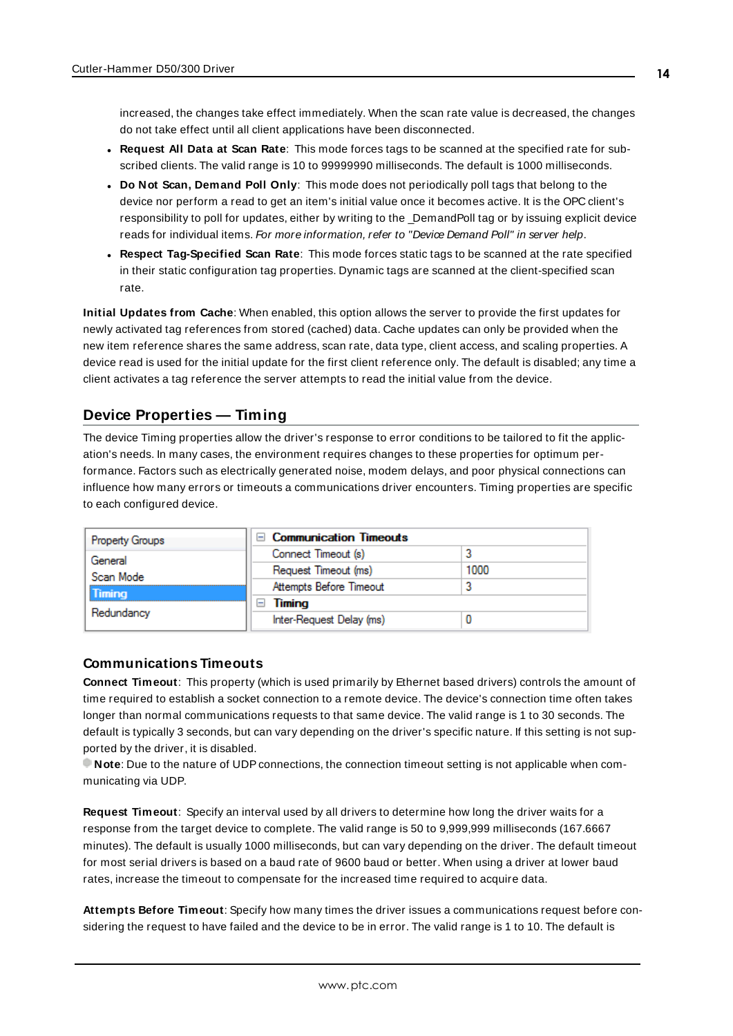increased, the changes take effect immediately. When the scan rate value is decreased, the changes do not take effect until all client applications have been disconnected.

- **Request All Data at Scan Rate**: This mode forces tags to be scanned at the specified rate for subscribed clients. The valid range is 10 to 99999990 milliseconds. The default is 1000 milliseconds.
- **Do Not Scan, Demand Poll Only**: This mode does not periodically poll tags that belong to the device nor perform a read to get an item's initial value once it becomes active. It is the OPC client's responsibility to poll for updates, either by writing to the _DemandPoll tag or by issuing explicit device reads for individual items. *For more information, refer to "Device Demand Poll" in server help*.
- **Respect Tag-Specified Scan Rate**: This mode forces static tags to be scanned at the rate specified in their static configuration tag properties. Dynamic tags are scanned at the client-specified scan rate.

**Initial Updates from Cache**: When enabled, this option allows the server to provide the first updates for newly activated tag references from stored (cached) data. Cache updates can only be provided when the new item reference shares the same address, scan rate, data type, client access, and scaling properties. A device read is used for the initial update for the first client reference only. The default is disabled; any time a client activates a tag reference the server attempts to read the initial value from the device.

## Device Properties — Timing

The device Timing properties allow the driver's response to error conditions to be tailored to fit the application's needs. In many cases, the environment requires changes to these properties for optimum performance. Factors such as electrically generated noise, modem delays, and poor physical connections can influence how many errors or timeouts a communications driver encounters. Timing properties are specific to each configured device.

| Property Groups | Communication Timeouts | |
|---|---|---|
| General | Connect Timeout (s) | 3 |
| Scan Mode | Request Timeout (ms) | 1000 |
| **Timing** | Attempts Before Timeout | 3 |
| Redundancy | **Timing** | |
| | Inter-Request Delay (ms) | 0 |

### Communications Timeouts

**Connect Timeout**: This property (which is used primarily by Ethernet based drivers) controls the amount of time required to establish a socket connection to a remote device. The device's connection time often takes longer than normal communications requests to that same device. The valid range is 1 to 30 seconds. The default is typically 3 seconds, but can vary depending on the driver's specific nature. If this setting is not supported by the driver, it is disabled.

**Note**: Due to the nature of UDP connections, the connection timeout setting is not applicable when communicating via UDP.

**Request Timeout**: Specify an interval used by all drivers to determine how long the driver waits for a response from the target device to complete. The valid range is 50 to 9,999,999 milliseconds (167.6667 minutes). The default is usually 1000 milliseconds, but can vary depending on the driver. The default timeout for most serial drivers is based on a baud rate of 9600 baud or better. When using a driver at lower baud rates, increase the timeout to compensate for the increased time required to acquire data.

**Attempts Before Timeout**: Specify how many times the driver issues a communications request before considering the request to have failed and the device to be in error. The valid range is 1 to 10. The default is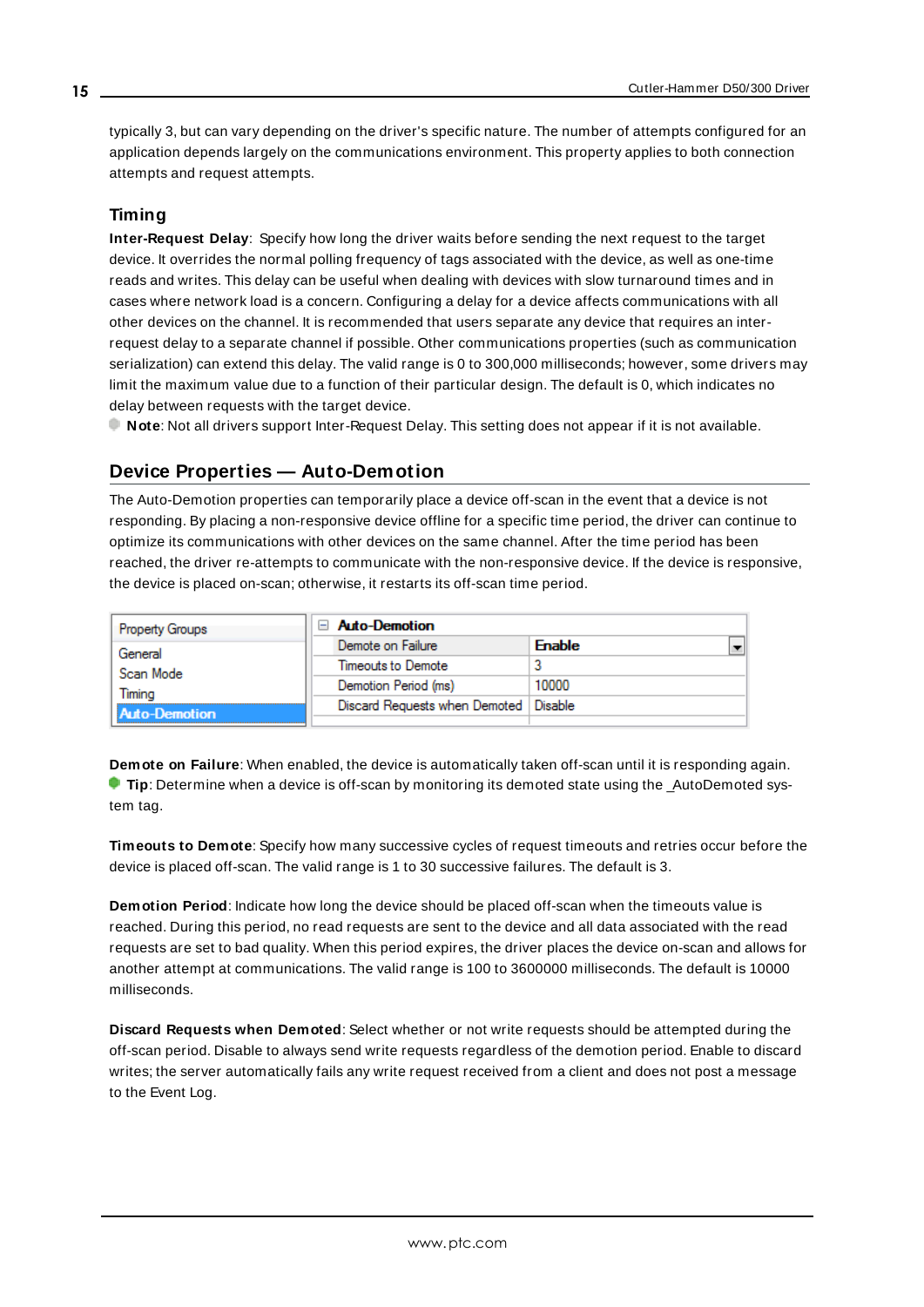typically 3, but can vary depending on the driver's specific nature. The number of attempts configured for an application depends largely on the communications environment. This property applies to both connection attempts and request attempts.

### Timing

**Inter-Request Delay**: Specify how long the driver waits before sending the next request to the target device. It overrides the normal polling frequency of tags associated with the device, as well as one-time reads and writes. This delay can be useful when dealing with devices with slow turnaround times and in cases where network load is a concern. Configuring a delay for a device affects communications with all other devices on the channel. It is recommended that users separate any device that requires an inter-request delay to a separate channel if possible. Other communications properties (such as communication serialization) can extend this delay. The valid range is 0 to 300,000 milliseconds; however, some drivers may limit the maximum value due to a function of their particular design. The default is 0, which indicates no delay between requests with the target device.

**Note**: Not all drivers support Inter-Request Delay. This setting does not appear if it is not available.

## Device Properties — Auto-Demotion

The Auto-Demotion properties can temporarily place a device off-scan in the event that a device is not responding. By placing a non-responsive device offline for a specific time period, the driver can continue to optimize its communications with other devices on the same channel. After the time period has been reached, the driver re-attempts to communicate with the non-responsive device. If the device is responsive, the device is placed on-scan; otherwise, it restarts its off-scan time period.

| Property Groups | Auto-Demotion | |
|---|---|---|
| General | Demote on Failure | Enable |
| Scan Mode | Timeouts to Demote | 3 |
| Timing | Demotion Period (ms) | 10000 |
| Auto-Demotion | Discard Requests when Demoted | Disable |

**Demote on Failure**: When enabled, the device is automatically taken off-scan until it is responding again.

**Tip**: Determine when a device is off-scan by monitoring its demoted state using the _AutoDemoted system tag.

**Timeouts to Demote**: Specify how many successive cycles of request timeouts and retries occur before the device is placed off-scan. The valid range is 1 to 30 successive failures. The default is 3.

**Demotion Period**: Indicate how long the device should be placed off-scan when the timeouts value is reached. During this period, no read requests are sent to the device and all data associated with the read requests are set to bad quality. When this period expires, the driver places the device on-scan and allows for another attempt at communications. The valid range is 100 to 3600000 milliseconds. The default is 10000 milliseconds.

**Discard Requests when Demoted**: Select whether or not write requests should be attempted during the off-scan period. Disable to always send write requests regardless of the demotion period. Enable to discard writes; the server automatically fails any write request received from a client and does not post a message to the Event Log.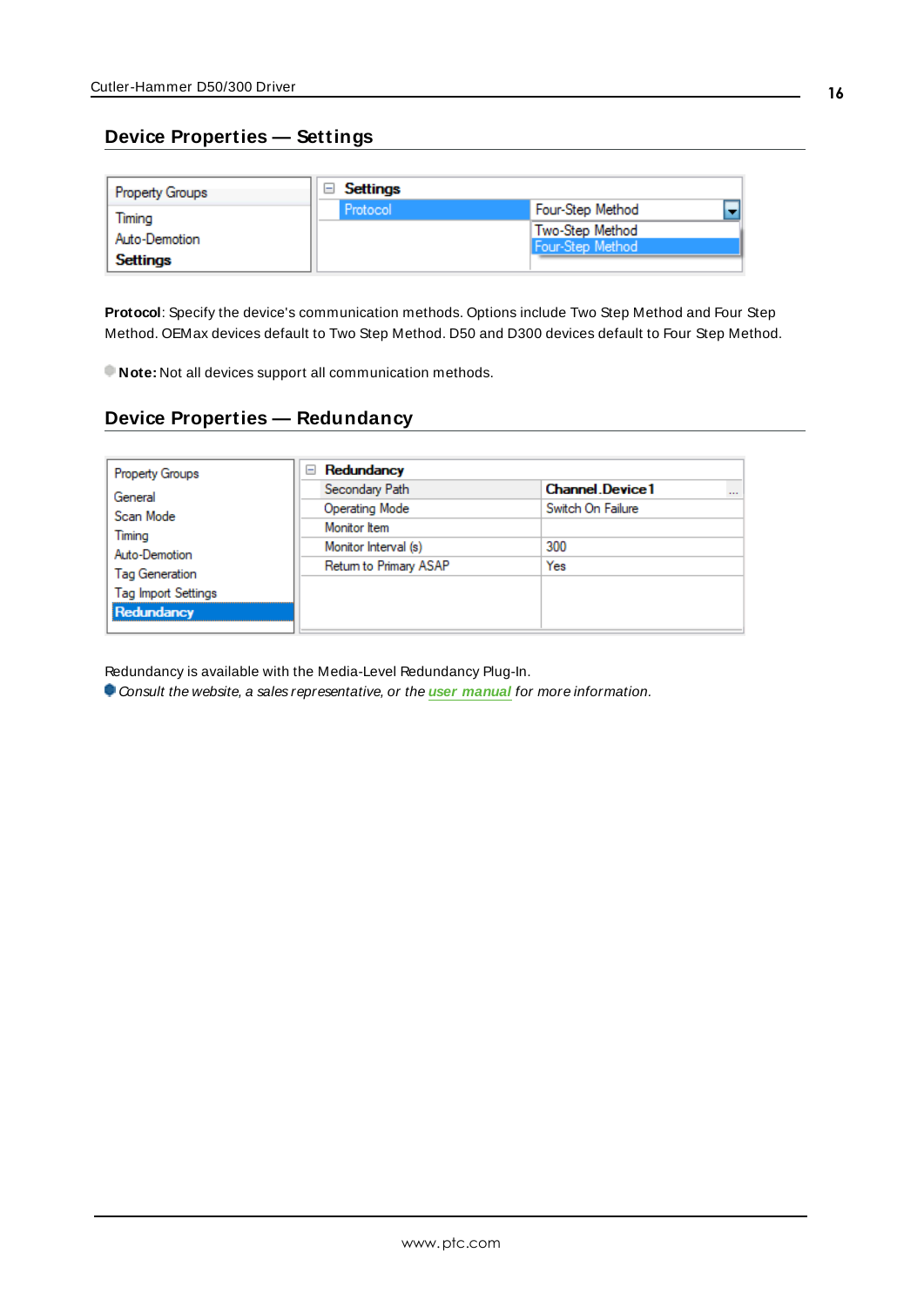## Device Properties — Settings

| Property Groups | Settings | |
|---|---|---|
| Timing | Protocol | Four-Step Method |
| Auto-Demotion | | Two-Step Method |
| Settings | | Four-Step Method |

**Protocol**: Specify the device's communication methods. Options include Two Step Method and Four Step Method. OEMax devices default to Two Step Method. D50 and D300 devices default to Four Step Method.

**Note:** Not all devices support all communication methods.

## Device Properties — Redundancy

| Property Groups | Redundancy | |
|---|---|---|
| General | Secondary Path | Channel.Device1 |
| Scan Mode | Operating Mode | Switch On Failure |
| Timing | Monitor Item | |
| Auto-Demotion | Monitor Interval (s) | 300 |
| Tag Generation | Return to Primary ASAP | Yes |
| Tag Import Settings | | |
| Redundancy | | |

Redundancy is available with the Media-Level Redundancy Plug-In.

*Consult the website, a sales representative, or the* ***user manual*** *for more information.*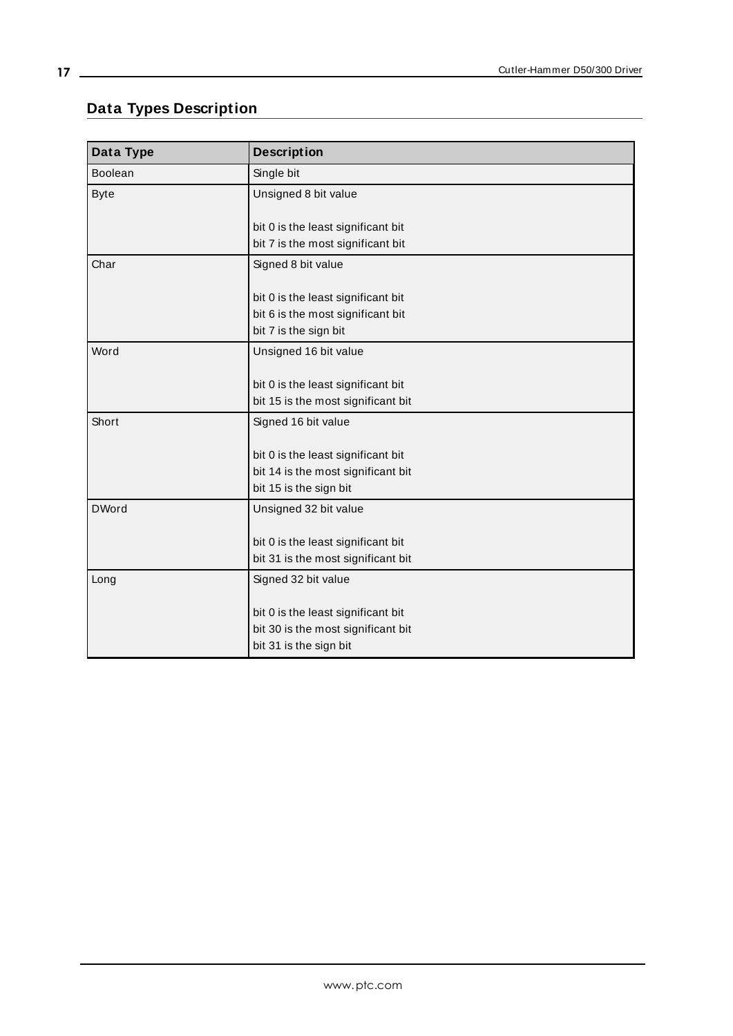## Data Types Description

| Data Type | Description |
|---|---|
| Boolean | Single bit |
| Byte | Unsigned 8 bit value<br><br>bit 0 is the least significant bit<br>bit 7 is the most significant bit |
| Char | Signed 8 bit value<br><br>bit 0 is the least significant bit<br>bit 6 is the most significant bit<br>bit 7 is the sign bit |
| Word | Unsigned 16 bit value<br><br>bit 0 is the least significant bit<br>bit 15 is the most significant bit |
| Short | Signed 16 bit value<br><br>bit 0 is the least significant bit<br>bit 14 is the most significant bit<br>bit 15 is the sign bit |
| DWord | Unsigned 32 bit value<br><br>bit 0 is the least significant bit<br>bit 31 is the most significant bit |
| Long | Signed 32 bit value<br><br>bit 0 is the least significant bit<br>bit 30 is the most significant bit<br>bit 31 is the sign bit |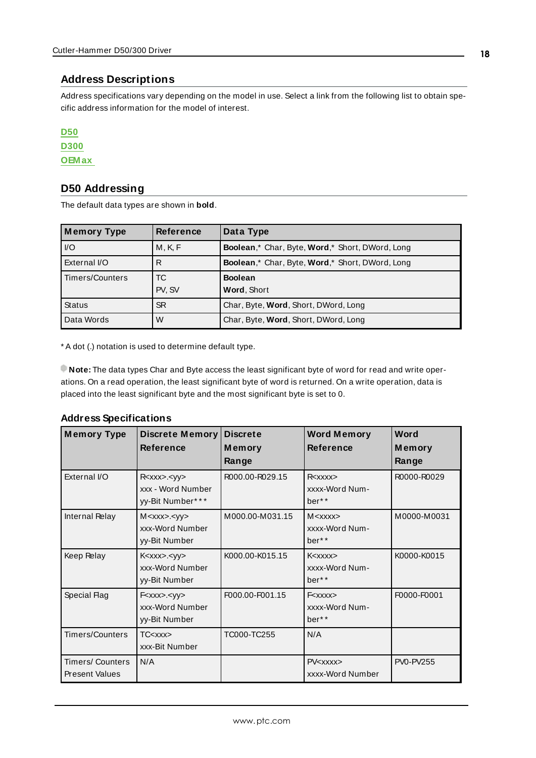## Address Descriptions

Address specifications vary depending on the model in use. Select a link from the following list to obtain specific address information for the model of interest.

**D50**
**D300**
**OEMax**

## D50 Addressing

The default data types are shown in **bold**.

| Memory Type | Reference | Data Type |
|---|---|---|
| I/O | M, K, F | **Boolean**,* Char, Byte, **Word**,* Short, DWord, Long |
| External I/O | R | **Boolean**,* Char, Byte, **Word**,* Short, DWord, Long |
| Timers/Counters | TC<br>PV, SV | **Boolean**<br>**Word**, Short |
| Status | SR | Char, Byte, **Word**, Short, DWord, Long |
| Data Words | W | Char, Byte, **Word**, Short, DWord, Long |

* A dot (.) notation is used to determine default type.

**Note:** The data types Char and Byte access the least significant byte of word for read and write operations. On a read operation, the least significant byte of word is returned. On a write operation, data is placed into the least significant byte and the most significant byte is set to 0.

### Address Specifications

| Memory Type | Discrete Memory Reference | Discrete Memory Range | Word Memory Reference | Word Memory Range |
|---|---|---|---|---|
| External I/O | R<xxx>.<yy><br>xxx - Word Number<br>yy-Bit Number*** | R000.00-R029.15 | R<xxxx><br>xxxx-Word Number** | R0000-R0029 |
| Internal Relay | M<xxx>.<yy><br>xxx-Word Number<br>yy-Bit Number | M000.00-M031.15 | M<xxxx><br>xxxx-Word Number** | M0000-M0031 |
| Keep Relay | K<xxx>.<yy><br>xxx-Word Number<br>yy-Bit Number | K000.00-K015.15 | K<xxxx><br>xxxx-Word Number** | K0000-K0015 |
| Special Flag | F<xxx>.<yy><br>xxx-Word Number<br>yy-Bit Number | F000.00-F001.15 | F<xxxx><br>xxxx-Word Number** | F0000-F0001 |
| Timers/Counters | TC<xxx><br>xxx-Bit Number | TC000-TC255 | N/A | |
| Timers/ Counters Present Values | N/A | | PV<xxxx><br>xxxx-Word Number | PV0-PV255 |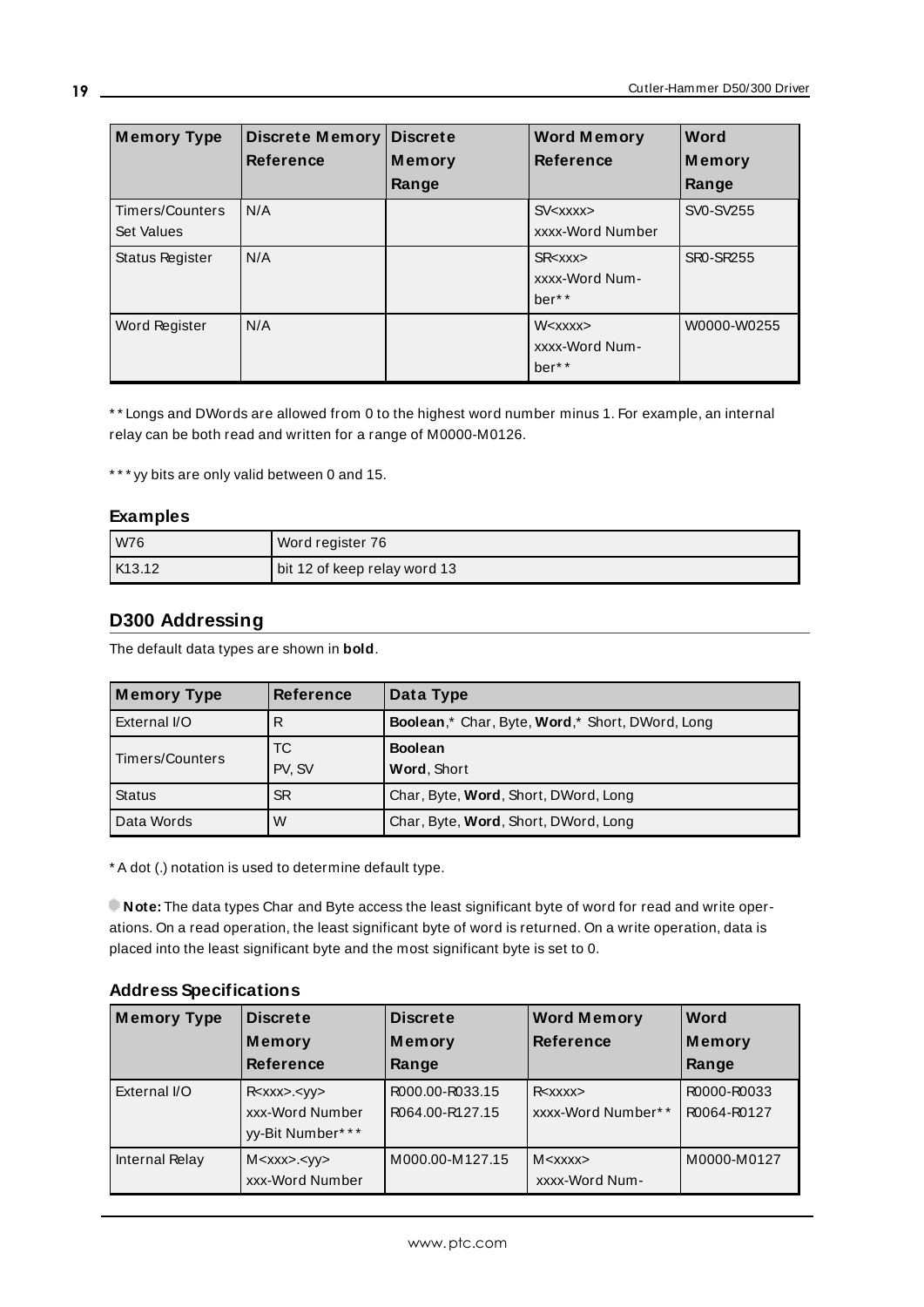| Memory Type | Discrete Memory Reference | Discrete Memory Range | Word Memory Reference | Word Memory Range |
|---|---|---|---|---|
| Timers/Counters Set Values | N/A | | SV<xxxx> xxxx-Word Number | SV0-SV255 |
| Status Register | N/A | | SR<xxx> xxxx-Word Number** | SR0-SR255 |
| Word Register | N/A | | W<xxxx> xxxx-Word Number** | W0000-W0255 |

** Longs and DWords are allowed from 0 to the highest word number minus 1. For example, an internal relay can be both read and written for a range of M0000-M0126.

*** yy bits are only valid between 0 and 15.

### Examples

| | |
|---|---|
| W76 | Word register 76 |
| K13.12 | bit 12 of keep relay word 13 |

## D300 Addressing

The default data types are shown in **bold**.

| Memory Type | Reference | Data Type |
|---|---|---|
| External I/O | R | **Boolean**,* Char, Byte, **Word**,* Short, DWord, Long |
| Timers/Counters | TC<br>PV, SV | **Boolean**<br>**Word**, Short |
| Status | SR | Char, Byte, **Word**, Short, DWord, Long |
| Data Words | W | Char, Byte, **Word**, Short, DWord, Long |

* A dot (.) notation is used to determine default type.

**Note:** The data types Char and Byte access the least significant byte of word for read and write operations. On a read operation, the least significant byte of word is returned. On a write operation, data is placed into the least significant byte and the most significant byte is set to 0.

### Address Specifications

| Memory Type | Discrete Memory Reference | Discrete Memory Range | Word Memory Reference | Word Memory Range |
|---|---|---|---|---|
| External I/O | R<xxx>.<yy> xxx-Word Number yy-Bit Number*** | R000.00-R033.15 R064.00-R127.15 | R<xxxx> xxxx-Word Number** | R0000-R0033 R0064-R0127 |
| Internal Relay | M<xxx>.<yy> xxx-Word Number | M000.00-M127.15 | M<xxxx> xxxx-Word Num- | M0000-M0127 |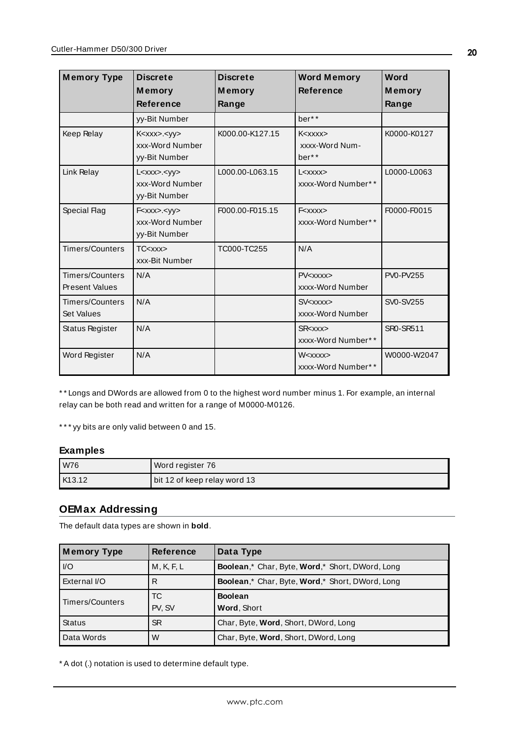| Memory Type | Discrete Memory Reference | Discrete Memory Range | Word Memory Reference | Word Memory Range |
|---|---|---|---|---|
| | yy-Bit Number | | ber** | |
| Keep Relay | K<xxx>.<yy> xxx-Word Number yy-Bit Number | K000.00-K127.15 | K<xxxx> xxxx-Word Number** | K0000-K0127 |
| Link Relay | L<xxx>.<yy> xxx-Word Number yy-Bit Number | L000.00-L063.15 | L<xxxx> xxxx-Word Number** | L0000-L0063 |
| Special Flag | F<xxx>.<yy> xxx-Word Number yy-Bit Number | F000.00-F015.15 | F<xxxx> xxxx-Word Number** | F0000-F0015 |
| Timers/Counters | TC<xxx> xxx-Bit Number | TC000-TC255 | N/A | |
| Timers/Counters Present Values | N/A | | PV<xxxx> xxxx-Word Number | PV0-PV255 |
| Timers/Counters Set Values | N/A | | SV<xxxx> xxxx-Word Number | SV0-SV255 |
| Status Register | N/A | | SR<xxx> xxxx-Word Number** | SR0-SR511 |
| Word Register | N/A | | W<xxxx> xxxx-Word Number** | W0000-W2047 |

** Longs and DWords are allowed from 0 to the highest word number minus 1. For example, an internal relay can be both read and written for a range of M0000-M0126.

*** yy bits are only valid between 0 and 15.

### Examples

| | |
|---|---|
| W76 | Word register 76 |
| K13.12 | bit 12 of keep relay word 13 |

## OEMax Addressing

The default data types are shown in **bold**.

| Memory Type | Reference | Data Type |
|---|---|---|
| I/O | M, K, F, L | **Boolean**,* Char, Byte, **Word**,* Short, DWord, Long |
| External I/O | R | **Boolean**,* Char, Byte, **Word**,* Short, DWord, Long |
| Timers/Counters | TC<br>PV, SV | **Boolean**<br>**Word**, Short |
| Status | SR | Char, Byte, **Word**, Short, DWord, Long |
| Data Words | W | Char, Byte, **Word**, Short, DWord, Long |

* A dot (.) notation is used to determine default type.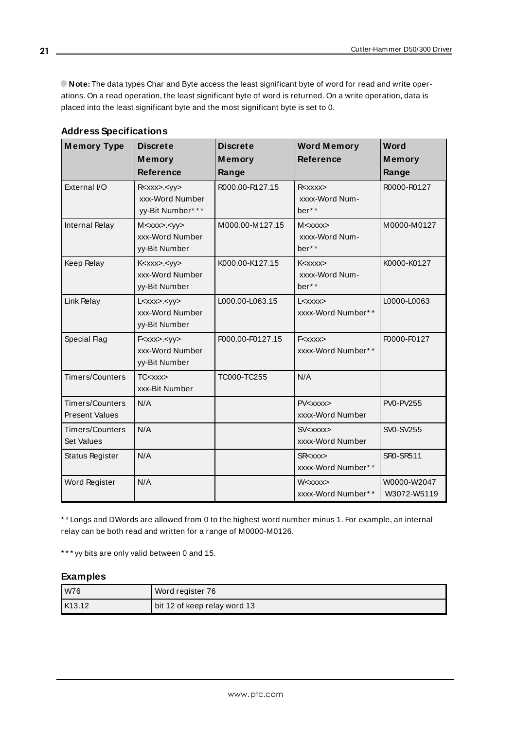**Note:** The data types Char and Byte access the least significant byte of word for read and write operations. On a read operation, the least significant byte of word is returned. On a write operation, data is placed into the least significant byte and the most significant byte is set to 0.

### Address Specifications

| Memory Type | Discrete Memory Reference | Discrete Memory Range | Word Memory Reference | Word Memory Range |
|---|---|---|---|---|
| External I/O | R<xxx>.<yy><br>xxx-Word Number<br>yy-Bit Number*** | R000.00-R127.15 | R<xxxx><br>xxxx-Word Number** | R0000-R0127 |
| Internal Relay | M<xxx>.<yy><br>xxx-Word Number<br>yy-Bit Number | M000.00-M127.15 | M<xxxx><br>xxxx-Word Number** | M0000-M0127 |
| Keep Relay | K<xxx>.<yy><br>xxx-Word Number<br>yy-Bit Number | K000.00-K127.15 | K<xxxx><br>xxxx-Word Number** | K0000-K0127 |
| Link Relay | L<xxx>.<yy><br>xxx-Word Number<br>yy-Bit Number | L000.00-L063.15 | L<xxxx><br>xxxx-Word Number** | L0000-L0063 |
| Special Flag | F<xxx>.<yy><br>xxx-Word Number<br>yy-Bit Number | F000.00-F0127.15 | F<xxxx><br>xxxx-Word Number** | F0000-F0127 |
| Timers/Counters | TC<xxx><br>xxx-Bit Number | TC000-TC255 | N/A | |
| Timers/Counters Present Values | N/A | | PV<xxxx><br>xxxx-Word Number | PV0-PV255 |
| Timers/Counters Set Values | N/A | | SV<xxxx><br>xxxx-Word Number | SV0-SV255 |
| Status Register | N/A | | SR<xxx><br>xxxx-Word Number** | SR0-SR511 |
| Word Register | N/A | | W<xxxx><br>xxxx-Word Number** | W0000-W2047<br>W3072-W5119 |

** Longs and DWords are allowed from 0 to the highest word number minus 1. For example, an internal relay can be both read and written for a range of M0000-M0126.

*** yy bits are only valid between 0 and 15.

### Examples

| | |
|---|---|
| W76 | Word register 76 |
| K13.12 | bit 12 of keep relay word 13 |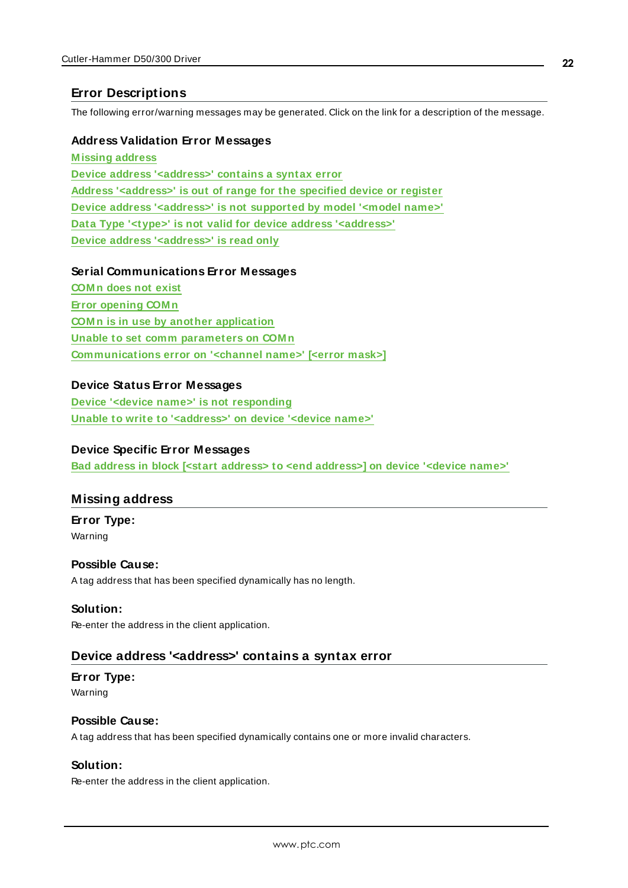# Error Descriptions

The following error/warning messages may be generated. Click on the link for a description of the message.

### Address Validation Error Messages

Missing address
Device address '<address>' contains a syntax error
Address '<address>' is out of range for the specified device or register
Device address '<address>' is not supported by model '<model name>'
Data Type '<type>' is not valid for device address '<address>'
Device address '<address>' is read only

### Serial Communications Error Messages

COMn does not exist
Error opening COMn
COMn is in use by another application
Unable to set comm parameters on COMn
Communications error on '<channel name>' [<error mask>]

### Device Status Error Messages

Device '<device name>' is not responding
Unable to write to '<address>' on device '<device name>'

### Device Specific Error Messages

Bad address in block [<start address> to <end address>] on device '<device name>'

## Missing address

**Error Type:**
Warning

**Possible Cause:**
A tag address that has been specified dynamically has no length.

**Solution:**
Re-enter the address in the client application.

## Device address '<address>' contains a syntax error

**Error Type:**
Warning

**Possible Cause:**
A tag address that has been specified dynamically contains one or more invalid characters.

**Solution:**
Re-enter the address in the client application.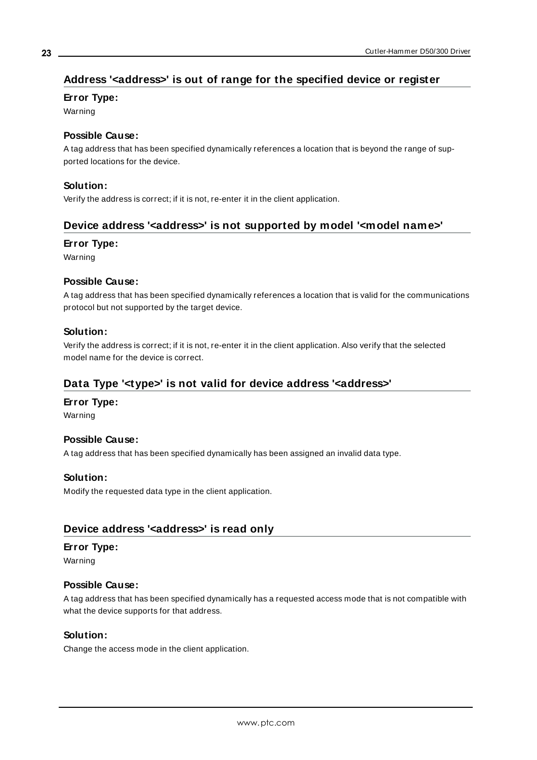## Address '<address>' is out of range for the specified device or register

**Error Type:**

Warning

**Possible Cause:**

A tag address that has been specified dynamically references a location that is beyond the range of supported locations for the device.

**Solution:**

Verify the address is correct; if it is not, re-enter it in the client application.

## Device address '<address>' is not supported by model '<model name>'

**Error Type:**

Warning

**Possible Cause:**

A tag address that has been specified dynamically references a location that is valid for the communications protocol but not supported by the target device.

**Solution:**

Verify the address is correct; if it is not, re-enter it in the client application. Also verify that the selected model name for the device is correct.

## Data Type '<type>' is not valid for device address '<address>'

**Error Type:**

Warning

**Possible Cause:**

A tag address that has been specified dynamically has been assigned an invalid data type.

**Solution:**

Modify the requested data type in the client application.

## Device address '<address>' is read only

**Error Type:**

Warning

**Possible Cause:**

A tag address that has been specified dynamically has a requested access mode that is not compatible with what the device supports for that address.

**Solution:**

Change the access mode in the client application.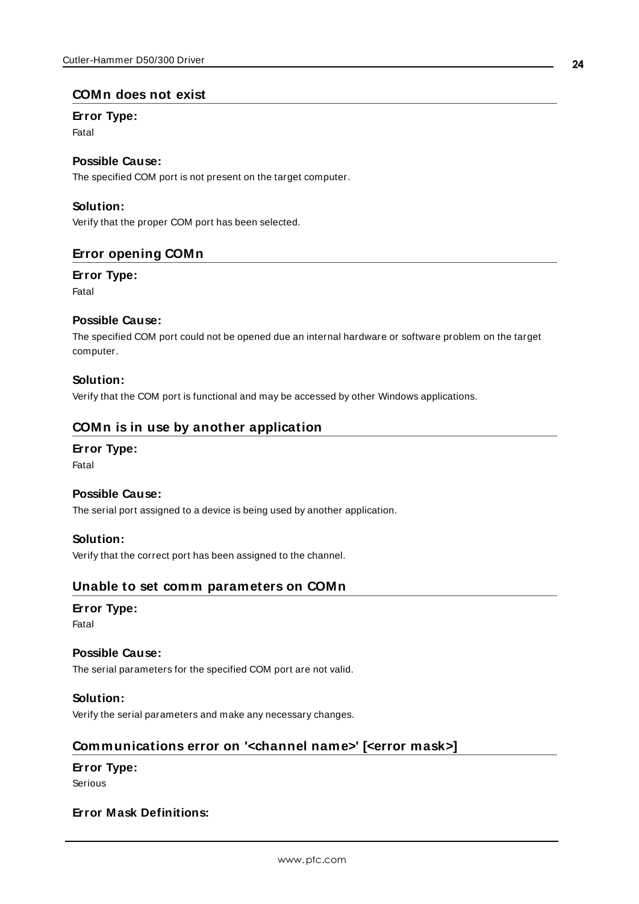## COMn does not exist

### Error Type:

Fatal

### Possible Cause:

The specified COM port is not present on the target computer.

### Solution:

Verify that the proper COM port has been selected.

## Error opening COMn

### Error Type:

Fatal

### Possible Cause:

The specified COM port could not be opened due an internal hardware or software problem on the target computer.

### Solution:

Verify that the COM port is functional and may be accessed by other Windows applications.

## COMn is in use by another application

### Error Type:

Fatal

### Possible Cause:

The serial port assigned to a device is being used by another application.

### Solution:

Verify that the correct port has been assigned to the channel.

## Unable to set comm parameters on COMn

### Error Type:

Fatal

### Possible Cause:

The serial parameters for the specified COM port are not valid.

### Solution:

Verify the serial parameters and make any necessary changes.

## Communications error on '<channel name>' [<error mask>]

### Error Type:

Serious

### Error Mask Definitions: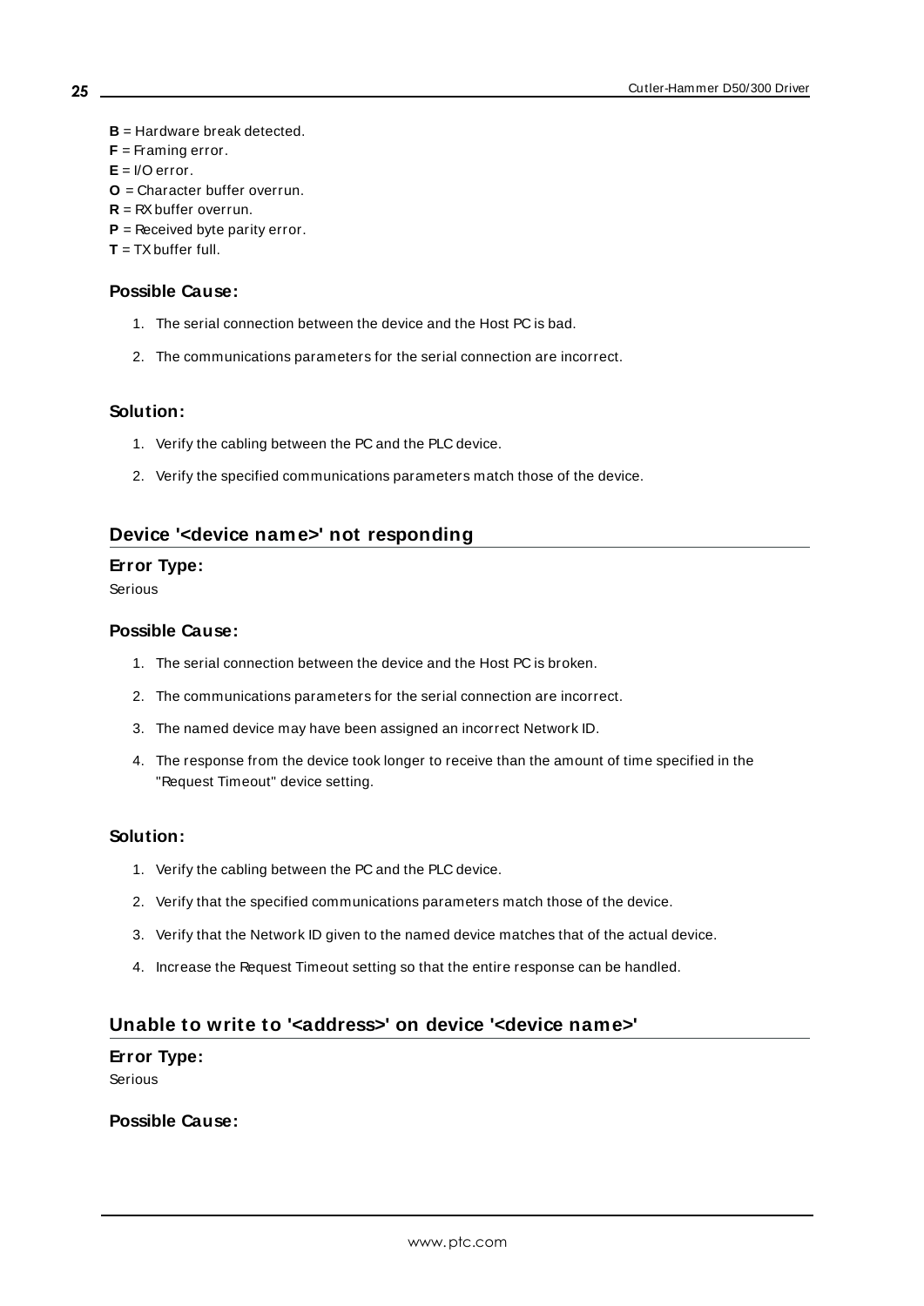**B** = Hardware break detected.
**F** = Framing error.
**E** = I/O error.
**O** = Character buffer overrun.
**R** = RX buffer overrun.
**P** = Received byte parity error.
**T** = TX buffer full.

### Possible Cause:

1. The serial connection between the device and the Host PC is bad.
2. The communications parameters for the serial connection are incorrect.

### Solution:

1. Verify the cabling between the PC and the PLC device.
2. Verify the specified communications parameters match those of the device.

## Device '<device name>' not responding

### Error Type:

Serious

### Possible Cause:

1. The serial connection between the device and the Host PC is broken.
2. The communications parameters for the serial connection are incorrect.
3. The named device may have been assigned an incorrect Network ID.
4. The response from the device took longer to receive than the amount of time specified in the "Request Timeout" device setting.

### Solution:

1. Verify the cabling between the PC and the PLC device.
2. Verify that the specified communications parameters match those of the device.
3. Verify that the Network ID given to the named device matches that of the actual device.
4. Increase the Request Timeout setting so that the entire response can be handled.

## Unable to write to '<address>' on device '<device name>'

### Error Type:

Serious

### Possible Cause: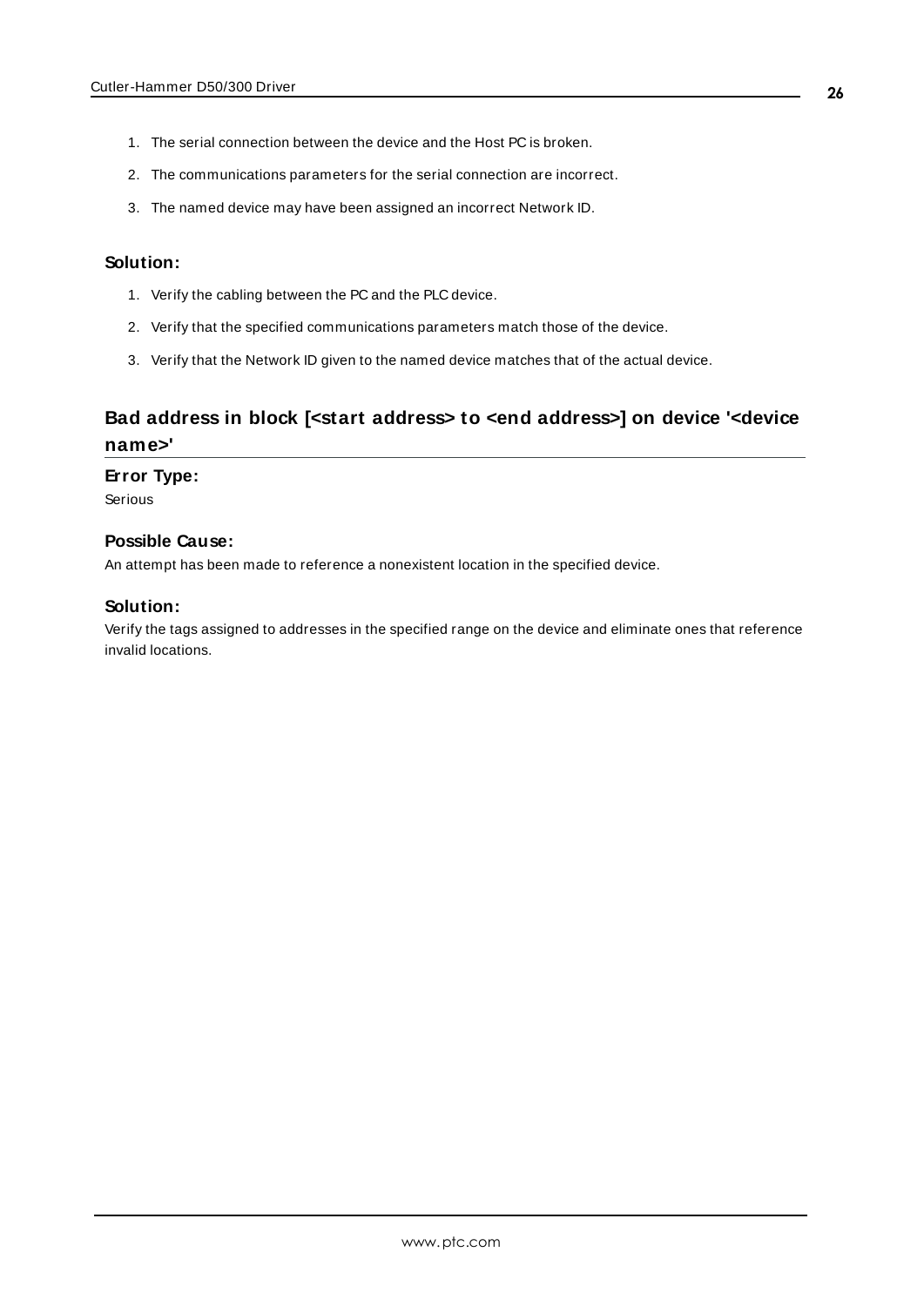1. The serial connection between the device and the Host PC is broken.
2. The communications parameters for the serial connection are incorrect.
3. The named device may have been assigned an incorrect Network ID.

### Solution:

1. Verify the cabling between the PC and the PLC device.
2. Verify that the specified communications parameters match those of the device.
3. Verify that the Network ID given to the named device matches that of the actual device.

## Bad address in block [<start address> to <end address>] on device '<device name>'

### Error Type:

Serious

### Possible Cause:

An attempt has been made to reference a nonexistent location in the specified device.

### Solution:

Verify the tags assigned to addresses in the specified range on the device and eliminate ones that reference invalid locations.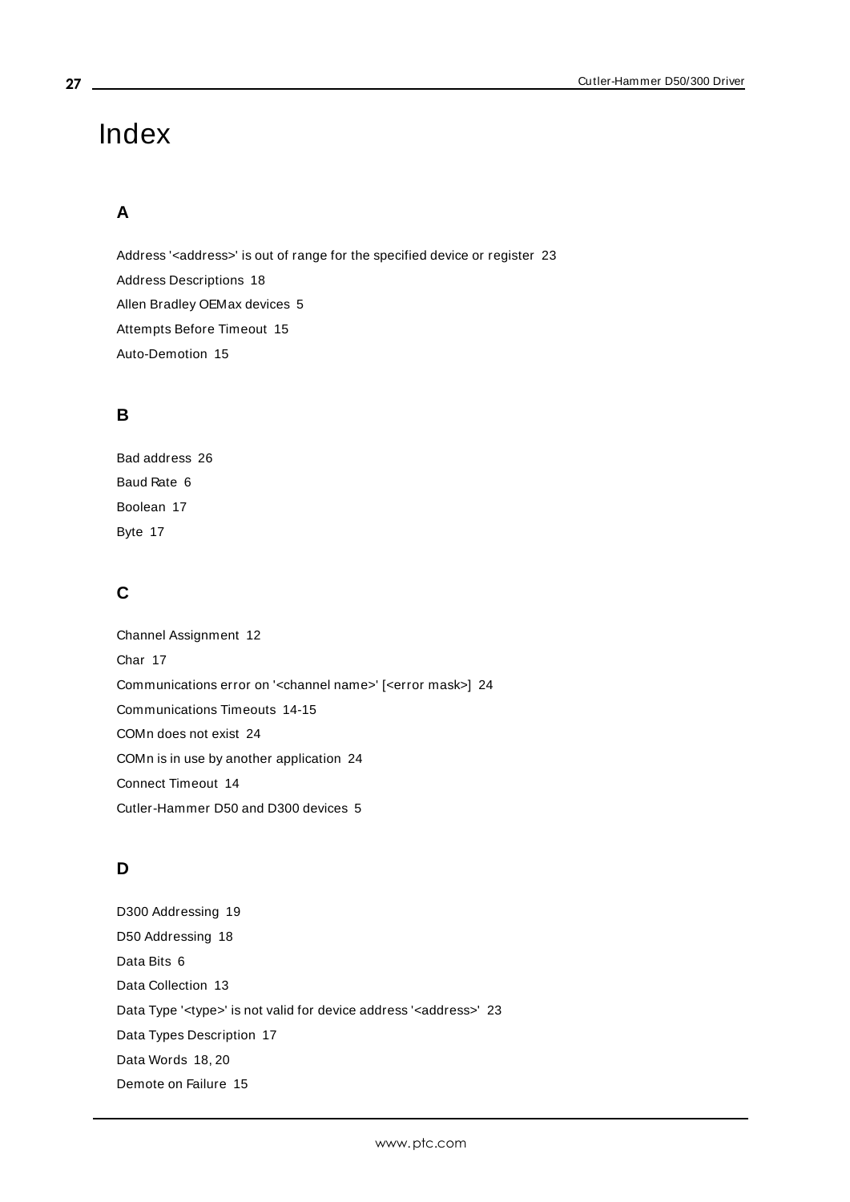# Index

## A

Address '<address>' is out of range for the specified device or register 23

Address Descriptions 18

Allen Bradley OEMax devices 5

Attempts Before Timeout 15

Auto-Demotion 15

## B

Bad address 26

Baud Rate 6

Boolean 17

Byte 17

## C

Channel Assignment 12

Char 17

Communications error on '<channel name>' [<error mask>] 24

Communications Timeouts 14-15

COMn does not exist 24

COMn is in use by another application 24

Connect Timeout 14

Cutler-Hammer D50 and D300 devices 5

## D

D300 Addressing 19

D50 Addressing 18

Data Bits 6

Data Collection 13

Data Type '<type>' is not valid for device address '<address>' 23

Data Types Description 17

Data Words 18, 20

Demote on Failure 15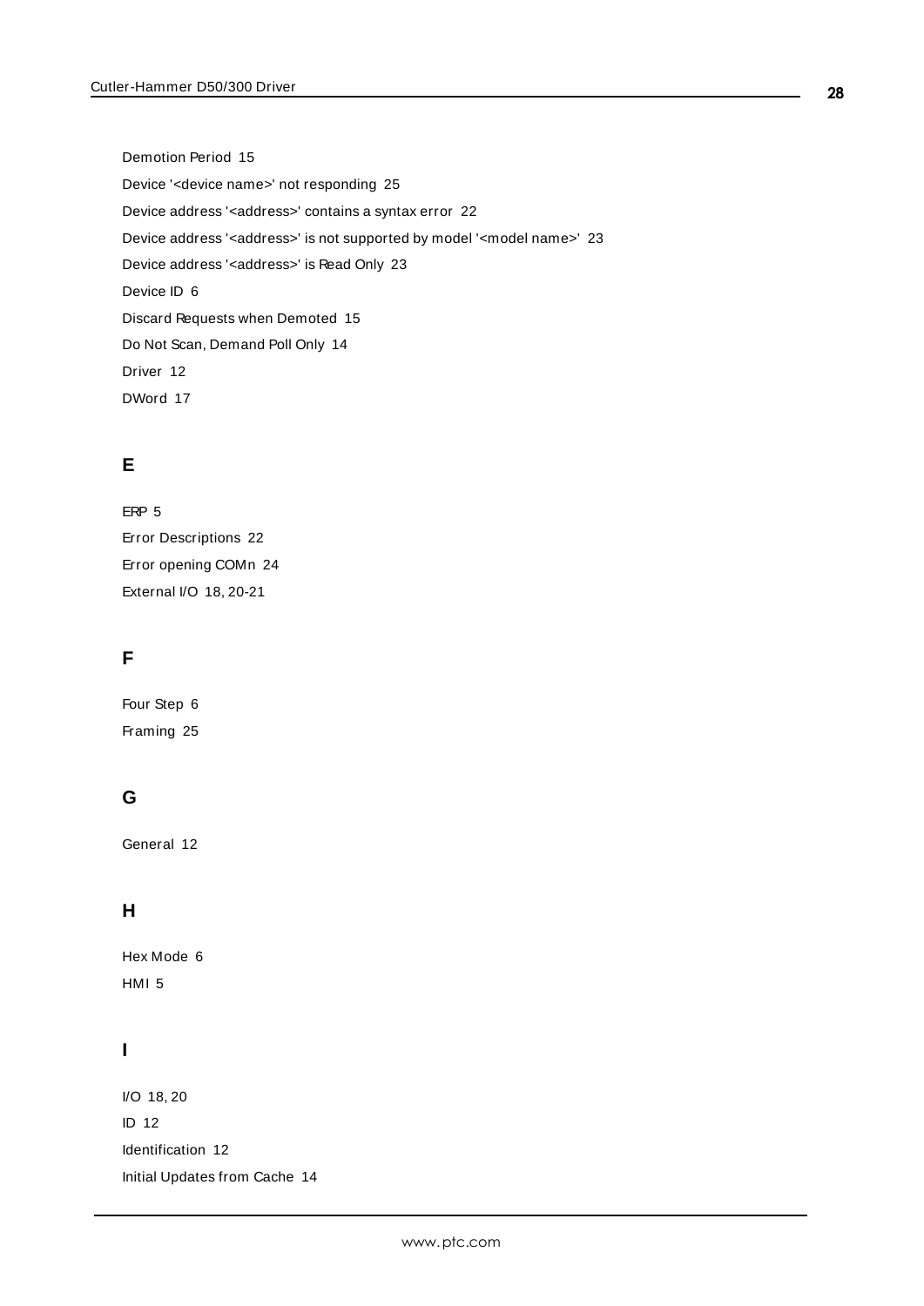Demotion Period 15

Device '<device name>' not responding 25

Device address '<address>' contains a syntax error 22

Device address '<address>' is not supported by model '<model name>' 23

Device address '<address>' is Read Only 23

Device ID 6

Discard Requests when Demoted 15

Do Not Scan, Demand Poll Only 14

Driver 12

DWord 17

## E

ERP 5

Error Descriptions 22

Error opening COMn 24

External I/O 18, 20-21

## F

Four Step 6

Framing 25

## G

General 12

## H

Hex Mode 6

HMI 5

## I

I/O 18, 20

ID 12

Identification 12

Initial Updates from Cache 14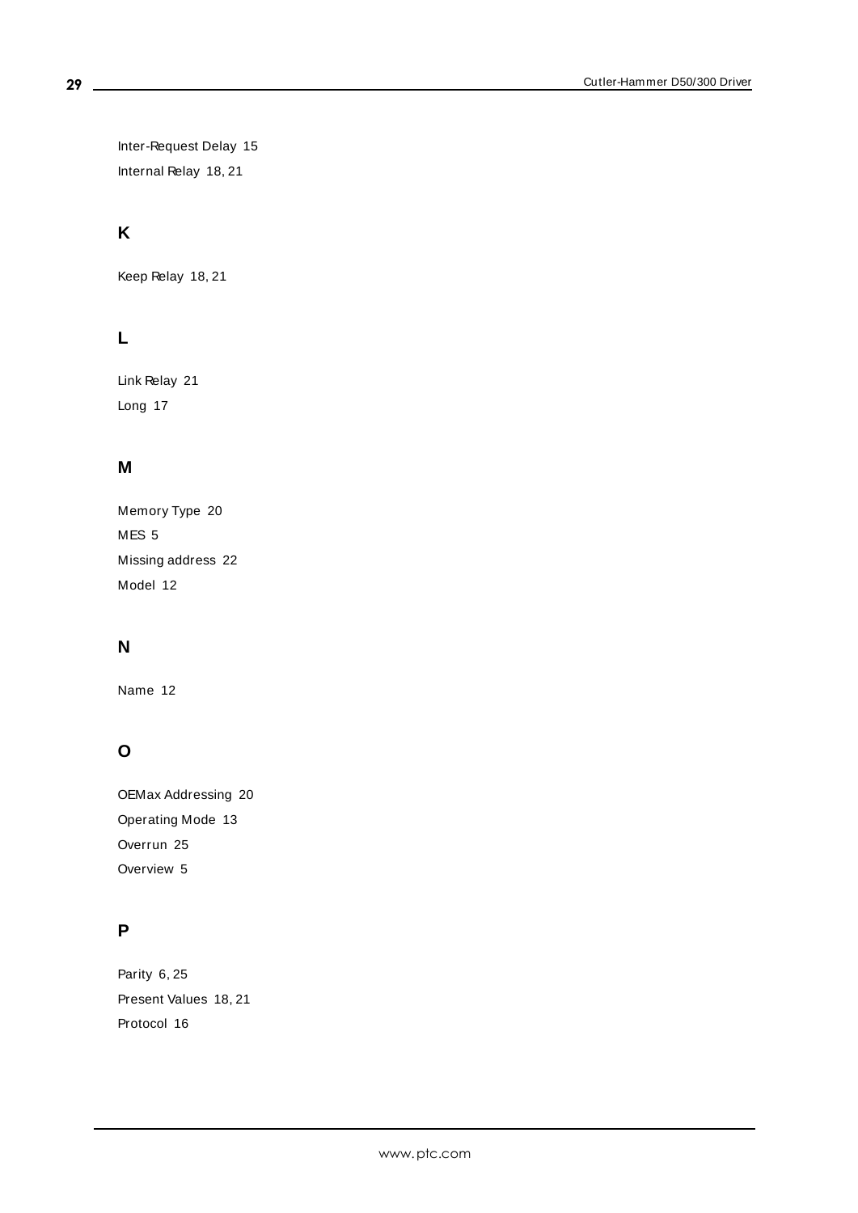Inter-Request Delay 15

Internal Relay 18, 21

## K

Keep Relay 18, 21

## L

Link Relay 21

Long 17

## M

Memory Type 20

MES 5

Missing address 22

Model 12

## N

Name 12

## O

OEMax Addressing 20

Operating Mode 13

Overrun 25

Overview 5

## P

Parity 6, 25

Present Values 18, 21

Protocol 16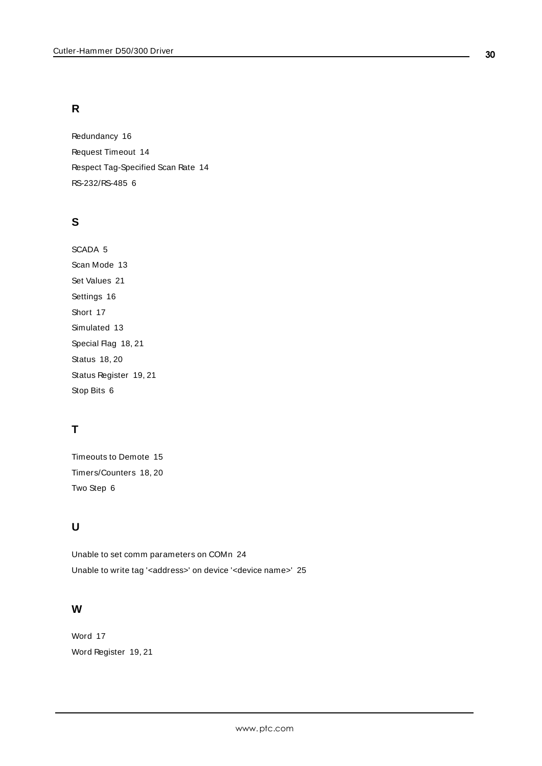## R

Redundancy 16

Request Timeout 14

Respect Tag-Specified Scan Rate 14

RS-232/RS-485 6

## S

SCADA 5

Scan Mode 13

Set Values 21

Settings 16

Short 17

Simulated 13

Special Flag 18, 21

Status 18, 20

Status Register 19, 21

Stop Bits 6

## T

Timeouts to Demote 15

Timers/Counters 18, 20

Two Step 6

## U

Unable to set comm parameters on COMn 24

Unable to write tag '<address>' on device '<device name>' 25

## W

Word 17

Word Register 19, 21